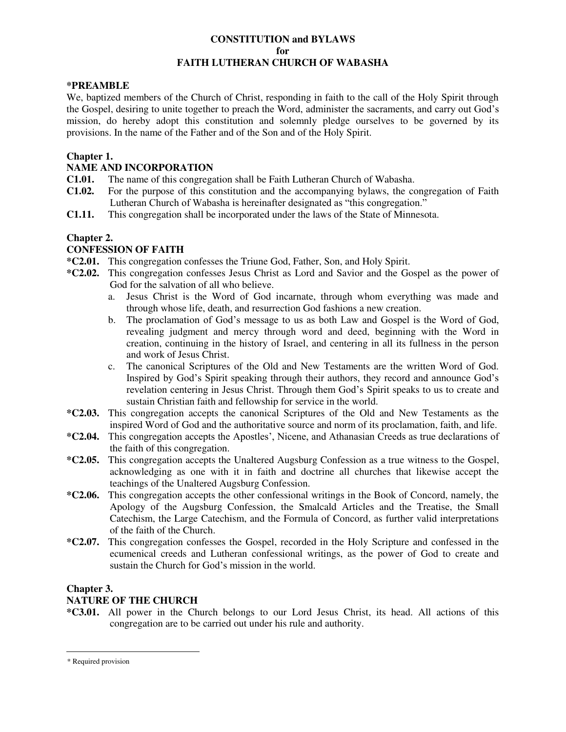# CONSTITUTION and BYLAWS
## for
## FAITH LUTHERAN CHURCH OF WABASHA

**\*PREAMBLE**

We, baptized members of the Church of Christ, responding in faith to the call of the Holy Spirit through the Gospel, desiring to unite together to preach the Word, administer the sacraments, and carry out God's mission, do hereby adopt this constitution and solemnly pledge ourselves to be governed by its provisions. In the name of the Father and of the Son and of the Holy Spirit.

### Chapter 1.
### NAME AND INCORPORATION

**C1.01.** The name of this congregation shall be Faith Lutheran Church of Wabasha.

**C1.02.** For the purpose of this constitution and the accompanying bylaws, the congregation of Faith Lutheran Church of Wabasha is hereinafter designated as "this congregation."

**C1.11.** This congregation shall be incorporated under the laws of the State of Minnesota.

### Chapter 2.
### CONFESSION OF FAITH

**\*C2.01.** This congregation confesses the Triune God, Father, Son, and Holy Spirit.

**\*C2.02.** This congregation confesses Jesus Christ as Lord and Savior and the Gospel as the power of God for the salvation of all who believe.

a. Jesus Christ is the Word of God incarnate, through whom everything was made and through whose life, death, and resurrection God fashions a new creation.

b. The proclamation of God's message to us as both Law and Gospel is the Word of God, revealing judgment and mercy through word and deed, beginning with the Word in creation, continuing in the history of Israel, and centering in all its fullness in the person and work of Jesus Christ.

c. The canonical Scriptures of the Old and New Testaments are the written Word of God. Inspired by God's Spirit speaking through their authors, they record and announce God's revelation centering in Jesus Christ. Through them God's Spirit speaks to us to create and sustain Christian faith and fellowship for service in the world.

**\*C2.03.** This congregation accepts the canonical Scriptures of the Old and New Testaments as the inspired Word of God and the authoritative source and norm of its proclamation, faith, and life.

**\*C2.04.** This congregation accepts the Apostles', Nicene, and Athanasian Creeds as true declarations of the faith of this congregation.

**\*C2.05.** This congregation accepts the Unaltered Augsburg Confession as a true witness to the Gospel, acknowledging as one with it in faith and doctrine all churches that likewise accept the teachings of the Unaltered Augsburg Confession.

**\*C2.06.** This congregation accepts the other confessional writings in the Book of Concord, namely, the Apology of the Augsburg Confession, the Smalcald Articles and the Treatise, the Small Catechism, the Large Catechism, and the Formula of Concord, as further valid interpretations of the faith of the Church.

**\*C2.07.** This congregation confesses the Gospel, recorded in the Holy Scripture and confessed in the ecumenical creeds and Lutheran confessional writings, as the power of God to create and sustain the Church for God's mission in the world.

### Chapter 3.
### NATURE OF THE CHURCH

**\*C3.01.** All power in the Church belongs to our Lord Jesus Christ, its head. All actions of this congregation are to be carried out under his rule and authority.

---

\* Required provision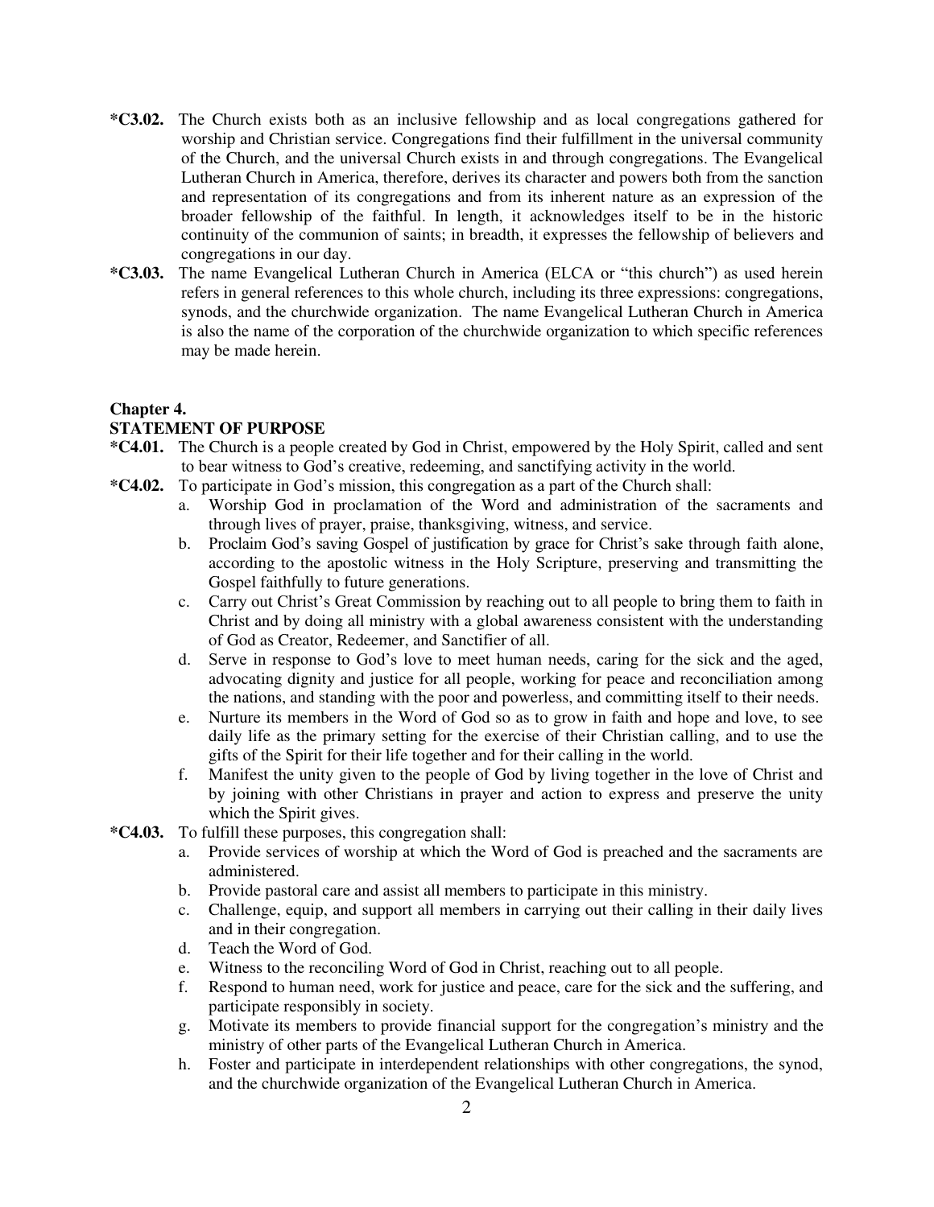**\*C3.02.** The Church exists both as an inclusive fellowship and as local congregations gathered for worship and Christian service. Congregations find their fulfillment in the universal community of the Church, and the universal Church exists in and through congregations. The Evangelical Lutheran Church in America, therefore, derives its character and powers both from the sanction and representation of its congregations and from its inherent nature as an expression of the broader fellowship of the faithful. In length, it acknowledges itself to be in the historic continuity of the communion of saints; in breadth, it expresses the fellowship of believers and congregations in our day.

**\*C3.03.** The name Evangelical Lutheran Church in America (ELCA or "this church") as used herein refers in general references to this whole church, including its three expressions: congregations, synods, and the churchwide organization. The name Evangelical Lutheran Church in America is also the name of the corporation of the churchwide organization to which specific references may be made herein.

## Chapter 4.
## STATEMENT OF PURPOSE

**\*C4.01.** The Church is a people created by God in Christ, empowered by the Holy Spirit, called and sent to bear witness to God's creative, redeeming, and sanctifying activity in the world.

**\*C4.02.** To participate in God's mission, this congregation as a part of the Church shall:

a. Worship God in proclamation of the Word and administration of the sacraments and through lives of prayer, praise, thanksgiving, witness, and service.

b. Proclaim God's saving Gospel of justification by grace for Christ's sake through faith alone, according to the apostolic witness in the Holy Scripture, preserving and transmitting the Gospel faithfully to future generations.

c. Carry out Christ's Great Commission by reaching out to all people to bring them to faith in Christ and by doing all ministry with a global awareness consistent with the understanding of God as Creator, Redeemer, and Sanctifier of all.

d. Serve in response to God's love to meet human needs, caring for the sick and the aged, advocating dignity and justice for all people, working for peace and reconciliation among the nations, and standing with the poor and powerless, and committing itself to their needs.

e. Nurture its members in the Word of God so as to grow in faith and hope and love, to see daily life as the primary setting for the exercise of their Christian calling, and to use the gifts of the Spirit for their life together and for their calling in the world.

f. Manifest the unity given to the people of God by living together in the love of Christ and by joining with other Christians in prayer and action to express and preserve the unity which the Spirit gives.

**\*C4.03.** To fulfill these purposes, this congregation shall:

a. Provide services of worship at which the Word of God is preached and the sacraments are administered.

b. Provide pastoral care and assist all members to participate in this ministry.

c. Challenge, equip, and support all members in carrying out their calling in their daily lives and in their congregation.

d. Teach the Word of God.

e. Witness to the reconciling Word of God in Christ, reaching out to all people.

f. Respond to human need, work for justice and peace, care for the sick and the suffering, and participate responsibly in society.

g. Motivate its members to provide financial support for the congregation's ministry and the ministry of other parts of the Evangelical Lutheran Church in America.

h. Foster and participate in interdependent relationships with other congregations, the synod, and the churchwide organization of the Evangelical Lutheran Church in America.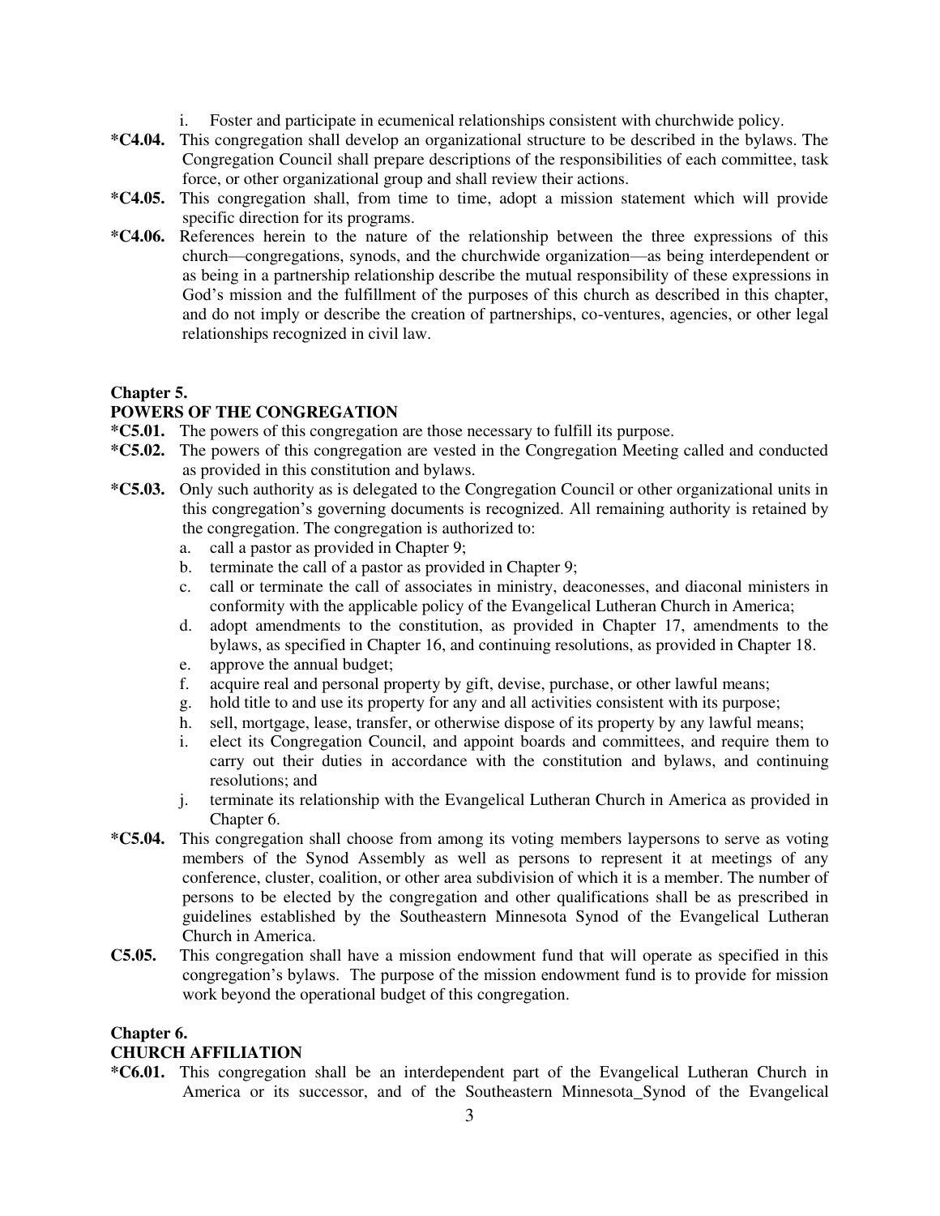i. Foster and participate in ecumenical relationships consistent with churchwide policy.

**\*C4.04.** This congregation shall develop an organizational structure to be described in the bylaws. The Congregation Council shall prepare descriptions of the responsibilities of each committee, task force, or other organizational group and shall review their actions.

**\*C4.05.** This congregation shall, from time to time, adopt a mission statement which will provide specific direction for its programs.

**\*C4.06.** References herein to the nature of the relationship between the three expressions of this church—congregations, synods, and the churchwide organization—as being interdependent or as being in a partnership relationship describe the mutual responsibility of these expressions in God's mission and the fulfillment of the purposes of this church as described in this chapter, and do not imply or describe the creation of partnerships, co-ventures, agencies, or other legal relationships recognized in civil law.

## Chapter 5.
## POWERS OF THE CONGREGATION

**\*C5.01.** The powers of this congregation are those necessary to fulfill its purpose.

**\*C5.02.** The powers of this congregation are vested in the Congregation Meeting called and conducted as provided in this constitution and bylaws.

**\*C5.03.** Only such authority as is delegated to the Congregation Council or other organizational units in this congregation's governing documents is recognized. All remaining authority is retained by the congregation. The congregation is authorized to:

a. call a pastor as provided in Chapter 9;
b. terminate the call of a pastor as provided in Chapter 9;
c. call or terminate the call of associates in ministry, deaconesses, and diaconal ministers in conformity with the applicable policy of the Evangelical Lutheran Church in America;
d. adopt amendments to the constitution, as provided in Chapter 17, amendments to the bylaws, as specified in Chapter 16, and continuing resolutions, as provided in Chapter 18.
e. approve the annual budget;
f. acquire real and personal property by gift, devise, purchase, or other lawful means;
g. hold title to and use its property for any and all activities consistent with its purpose;
h. sell, mortgage, lease, transfer, or otherwise dispose of its property by any lawful means;
i. elect its Congregation Council, and appoint boards and committees, and require them to carry out their duties in accordance with the constitution and bylaws, and continuing resolutions; and
j. terminate its relationship with the Evangelical Lutheran Church in America as provided in Chapter 6.

**\*C5.04.** This congregation shall choose from among its voting members laypersons to serve as voting members of the Synod Assembly as well as persons to represent it at meetings of any conference, cluster, coalition, or other area subdivision of which it is a member. The number of persons to be elected by the congregation and other qualifications shall be as prescribed in guidelines established by the Southeastern Minnesota Synod of the Evangelical Lutheran Church in America.

**C5.05.** This congregation shall have a mission endowment fund that will operate as specified in this congregation's bylaws. The purpose of the mission endowment fund is to provide for mission work beyond the operational budget of this congregation.

## Chapter 6.
## CHURCH AFFILIATION

**\*C6.01.** This congregation shall be an interdependent part of the Evangelical Lutheran Church in America or its successor, and of the Southeastern Minnesota_Synod of the Evangelical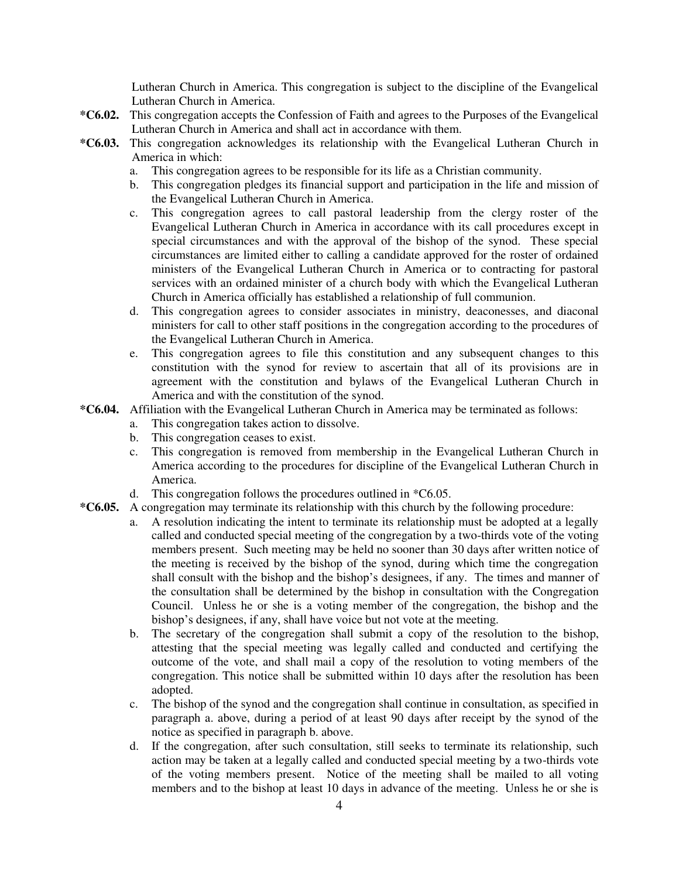Lutheran Church in America. This congregation is subject to the discipline of the Evangelical Lutheran Church in America.

**\*C6.02.** This congregation accepts the Confession of Faith and agrees to the Purposes of the Evangelical Lutheran Church in America and shall act in accordance with them.

**\*C6.03.** This congregation acknowledges its relationship with the Evangelical Lutheran Church in America in which:

a. This congregation agrees to be responsible for its life as a Christian community.

b. This congregation pledges its financial support and participation in the life and mission of the Evangelical Lutheran Church in America.

c. This congregation agrees to call pastoral leadership from the clergy roster of the Evangelical Lutheran Church in America in accordance with its call procedures except in special circumstances and with the approval of the bishop of the synod. These special circumstances are limited either to calling a candidate approved for the roster of ordained ministers of the Evangelical Lutheran Church in America or to contracting for pastoral services with an ordained minister of a church body with which the Evangelical Lutheran Church in America officially has established a relationship of full communion.

d. This congregation agrees to consider associates in ministry, deaconesses, and diaconal ministers for call to other staff positions in the congregation according to the procedures of the Evangelical Lutheran Church in America.

e. This congregation agrees to file this constitution and any subsequent changes to this constitution with the synod for review to ascertain that all of its provisions are in agreement with the constitution and bylaws of the Evangelical Lutheran Church in America and with the constitution of the synod.

**\*C6.04.** Affiliation with the Evangelical Lutheran Church in America may be terminated as follows:

a. This congregation takes action to dissolve.

b. This congregation ceases to exist.

c. This congregation is removed from membership in the Evangelical Lutheran Church in America according to the procedures for discipline of the Evangelical Lutheran Church in America.

d. This congregation follows the procedures outlined in *C6.05.

**\*C6.05.** A congregation may terminate its relationship with this church by the following procedure:

a. A resolution indicating the intent to terminate its relationship must be adopted at a legally called and conducted special meeting of the congregation by a two-thirds vote of the voting members present. Such meeting may be held no sooner than 30 days after written notice of the meeting is received by the bishop of the synod, during which time the congregation shall consult with the bishop and the bishop's designees, if any. The times and manner of the consultation shall be determined by the bishop in consultation with the Congregation Council. Unless he or she is a voting member of the congregation, the bishop and the bishop's designees, if any, shall have voice but not vote at the meeting.

b. The secretary of the congregation shall submit a copy of the resolution to the bishop, attesting that the special meeting was legally called and conducted and certifying the outcome of the vote, and shall mail a copy of the resolution to voting members of the congregation. This notice shall be submitted within 10 days after the resolution has been adopted.

c. The bishop of the synod and the congregation shall continue in consultation, as specified in paragraph a. above, during a period of at least 90 days after receipt by the synod of the notice as specified in paragraph b. above.

d. If the congregation, after such consultation, still seeks to terminate its relationship, such action may be taken at a legally called and conducted special meeting by a two-thirds vote of the voting members present. Notice of the meeting shall be mailed to all voting members and to the bishop at least 10 days in advance of the meeting. Unless he or she is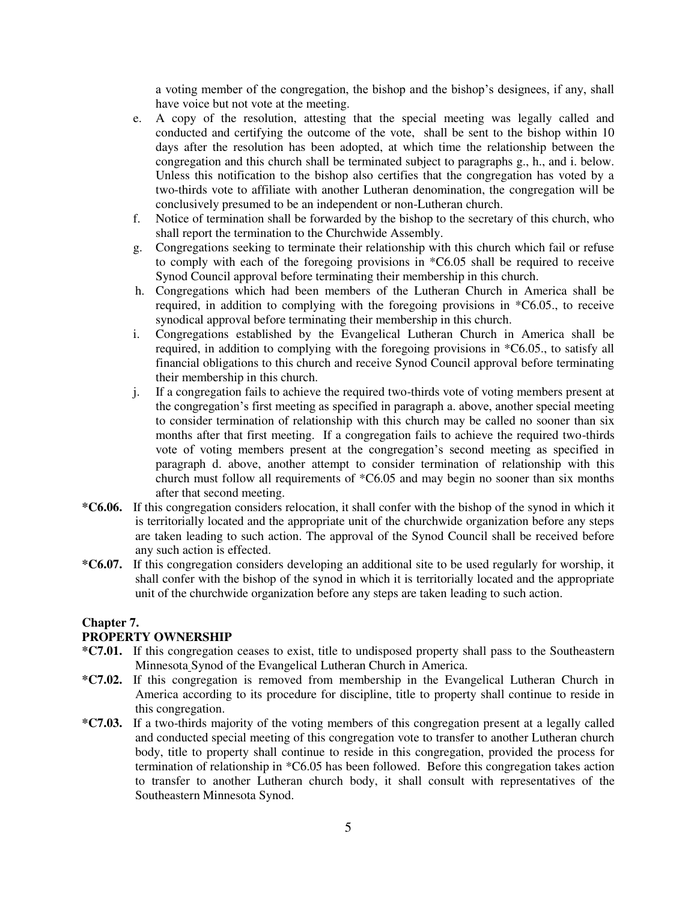a voting member of the congregation, the bishop and the bishop's designees, if any, shall have voice but not vote at the meeting.

e. A copy of the resolution, attesting that the special meeting was legally called and conducted and certifying the outcome of the vote, shall be sent to the bishop within 10 days after the resolution has been adopted, at which time the relationship between the congregation and this church shall be terminated subject to paragraphs g., h., and i. below. Unless this notification to the bishop also certifies that the congregation has voted by a two-thirds vote to affiliate with another Lutheran denomination, the congregation will be conclusively presumed to be an independent or non-Lutheran church.
f. Notice of termination shall be forwarded by the bishop to the secretary of this church, who shall report the termination to the Churchwide Assembly.
g. Congregations seeking to terminate their relationship with this church which fail or refuse to comply with each of the foregoing provisions in *C6.05 shall be required to receive Synod Council approval before terminating their membership in this church.
h. Congregations which had been members of the Lutheran Church in America shall be required, in addition to complying with the foregoing provisions in *C6.05., to receive synodical approval before terminating their membership in this church.
i. Congregations established by the Evangelical Lutheran Church in America shall be required, in addition to complying with the foregoing provisions in *C6.05., to satisfy all financial obligations to this church and receive Synod Council approval before terminating their membership in this church.
j. If a congregation fails to achieve the required two-thirds vote of voting members present at the congregation's first meeting as specified in paragraph a. above, another special meeting to consider termination of relationship with this church may be called no sooner than six months after that first meeting. If a congregation fails to achieve the required two-thirds vote of voting members present at the congregation's second meeting as specified in paragraph d. above, another attempt to consider termination of relationship with this church must follow all requirements of *C6.05 and may begin no sooner than six months after that second meeting.

**\*C6.06.** If this congregation considers relocation, it shall confer with the bishop of the synod in which it is territorially located and the appropriate unit of the churchwide organization before any steps are taken leading to such action. The approval of the Synod Council shall be received before any such action is effected.

**\*C6.07.** If this congregation considers developing an additional site to be used regularly for worship, it shall confer with the bishop of the synod in which it is territorially located and the appropriate unit of the churchwide organization before any steps are taken leading to such action.

## Chapter 7.
## PROPERTY OWNERSHIP

**\*C7.01.** If this congregation ceases to exist, title to undisposed property shall pass to the Southeastern Minnesota Synod of the Evangelical Lutheran Church in America.

**\*C7.02.** If this congregation is removed from membership in the Evangelical Lutheran Church in America according to its procedure for discipline, title to property shall continue to reside in this congregation.

**\*C7.03.** If a two-thirds majority of the voting members of this congregation present at a legally called and conducted special meeting of this congregation vote to transfer to another Lutheran church body, title to property shall continue to reside in this congregation, provided the process for termination of relationship in *C6.05 has been followed. Before this congregation takes action to transfer to another Lutheran church body, it shall consult with representatives of the Southeastern Minnesota Synod.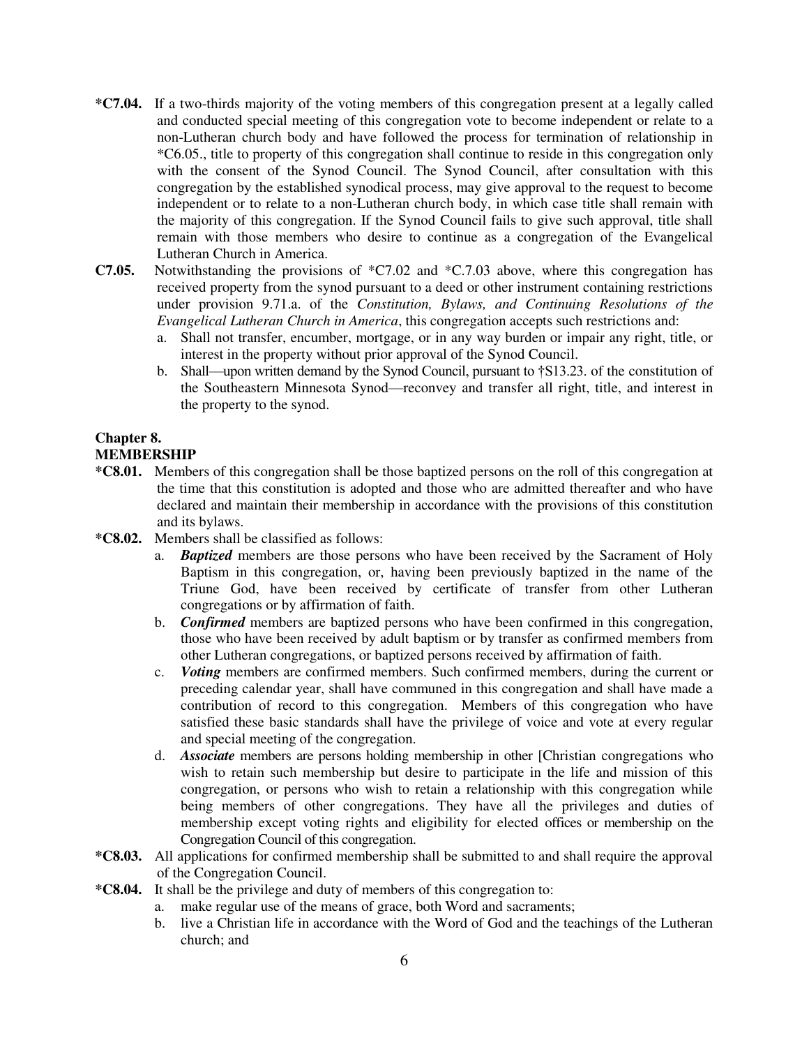**\*C7.04.** If a two-thirds majority of the voting members of this congregation present at a legally called and conducted special meeting of this congregation vote to become independent or relate to a non-Lutheran church body and have followed the process for termination of relationship in *C6.05., title to property of this congregation shall continue to reside in this congregation only with the consent of the Synod Council. The Synod Council, after consultation with this congregation by the established synodical process, may give approval to the request to become independent or to relate to a non-Lutheran church body, in which case title shall remain with the majority of this congregation. If the Synod Council fails to give such approval, title shall remain with those members who desire to continue as a congregation of the Evangelical Lutheran Church in America.

**C7.05.** Notwithstanding the provisions of *C7.02 and *C.7.03 above, where this congregation has received property from the synod pursuant to a deed or other instrument containing restrictions under provision 9.71.a. of the *Constitution, Bylaws, and Continuing Resolutions of the Evangelical Lutheran Church in America*, this congregation accepts such restrictions and:

a. Shall not transfer, encumber, mortgage, or in any way burden or impair any right, title, or interest in the property without prior approval of the Synod Council.

b. Shall—upon written demand by the Synod Council, pursuant to †S13.23. of the constitution of the Southeastern Minnesota Synod—reconvey and transfer all right, title, and interest in the property to the synod.

## Chapter 8.
## MEMBERSHIP

**\*C8.01.** Members of this congregation shall be those baptized persons on the roll of this congregation at the time that this constitution is adopted and those who are admitted thereafter and who have declared and maintain their membership in accordance with the provisions of this constitution and its bylaws.

**\*C8.02.** Members shall be classified as follows:

a. ***Baptized*** members are those persons who have been received by the Sacrament of Holy Baptism in this congregation, or, having been previously baptized in the name of the Triune God, have been received by certificate of transfer from other Lutheran congregations or by affirmation of faith.

b. ***Confirmed*** members are baptized persons who have been confirmed in this congregation, those who have been received by adult baptism or by transfer as confirmed members from other Lutheran congregations, or baptized persons received by affirmation of faith.

c. ***Voting*** members are confirmed members. Such confirmed members, during the current or preceding calendar year, shall have communed in this congregation and shall have made a contribution of record to this congregation. Members of this congregation who have satisfied these basic standards shall have the privilege of voice and vote at every regular and special meeting of the congregation.

d. ***Associate*** members are persons holding membership in other [Christian congregations who wish to retain such membership but desire to participate in the life and mission of this congregation, or persons who wish to retain a relationship with this congregation while being members of other congregations. They have all the privileges and duties of membership except voting rights and eligibility for elected offices or membership on the Congregation Council of this congregation.

**\*C8.03.** All applications for confirmed membership shall be submitted to and shall require the approval of the Congregation Council.

**\*C8.04.** It shall be the privilege and duty of members of this congregation to:

a. make regular use of the means of grace, both Word and sacraments;

b. live a Christian life in accordance with the Word of God and the teachings of the Lutheran church; and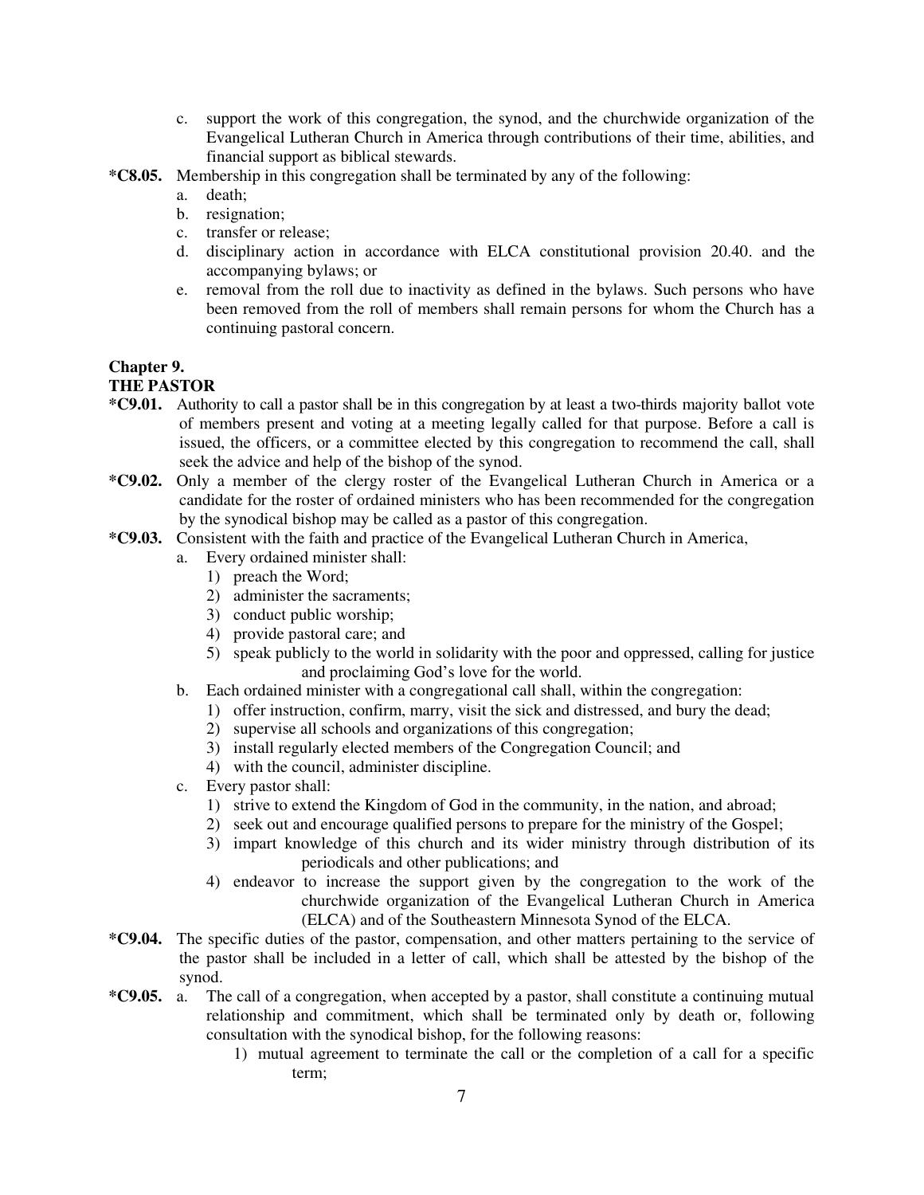c. support the work of this congregation, the synod, and the churchwide organization of the Evangelical Lutheran Church in America through contributions of their time, abilities, and financial support as biblical stewards.

**\*C8.05.** Membership in this congregation shall be terminated by any of the following:

a. death;
b. resignation;
c. transfer or release;
d. disciplinary action in accordance with ELCA constitutional provision 20.40. and the accompanying bylaws; or
e. removal from the roll due to inactivity as defined in the bylaws. Such persons who have been removed from the roll of members shall remain persons for whom the Church has a continuing pastoral concern.

## Chapter 9.
## THE PASTOR

**\*C9.01.** Authority to call a pastor shall be in this congregation by at least a two-thirds majority ballot vote of members present and voting at a meeting legally called for that purpose. Before a call is issued, the officers, or a committee elected by this congregation to recommend the call, shall seek the advice and help of the bishop of the synod.

**\*C9.02.** Only a member of the clergy roster of the Evangelical Lutheran Church in America or a candidate for the roster of ordained ministers who has been recommended for the congregation by the synodical bishop may be called as a pastor of this congregation.

**\*C9.03.** Consistent with the faith and practice of the Evangelical Lutheran Church in America,

a. Every ordained minister shall:
   1) preach the Word;
   2) administer the sacraments;
   3) conduct public worship;
   4) provide pastoral care; and
   5) speak publicly to the world in solidarity with the poor and oppressed, calling for justice and proclaiming God's love for the world.

b. Each ordained minister with a congregational call shall, within the congregation:
   1) offer instruction, confirm, marry, visit the sick and distressed, and bury the dead;
   2) supervise all schools and organizations of this congregation;
   3) install regularly elected members of the Congregation Council; and
   4) with the council, administer discipline.

c. Every pastor shall:
   1) strive to extend the Kingdom of God in the community, in the nation, and abroad;
   2) seek out and encourage qualified persons to prepare for the ministry of the Gospel;
   3) impart knowledge of this church and its wider ministry through distribution of its periodicals and other publications; and
   4) endeavor to increase the support given by the congregation to the work of the churchwide organization of the Evangelical Lutheran Church in America (ELCA) and of the Southeastern Minnesota Synod of the ELCA.

**\*C9.04.** The specific duties of the pastor, compensation, and other matters pertaining to the service of the pastor shall be included in a letter of call, which shall be attested by the bishop of the synod.

**\*C9.05.** a. The call of a congregation, when accepted by a pastor, shall constitute a continuing mutual relationship and commitment, which shall be terminated only by death or, following consultation with the synodical bishop, for the following reasons:

   1) mutual agreement to terminate the call or the completion of a call for a specific term;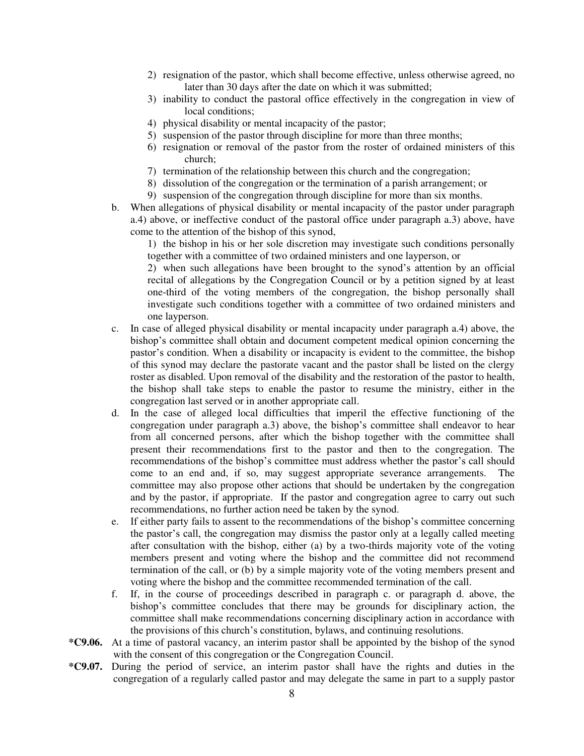2) resignation of the pastor, which shall become effective, unless otherwise agreed, no later than 30 days after the date on which it was submitted;
   3) inability to conduct the pastoral office effectively in the congregation in view of local conditions;
   4) physical disability or mental incapacity of the pastor;
   5) suspension of the pastor through discipline for more than three months;
   6) resignation or removal of the pastor from the roster of ordained ministers of this church;
   7) termination of the relationship between this church and the congregation;
   8) dissolution of the congregation or the termination of a parish arrangement; or
   9) suspension of the congregation through discipline for more than six months.

b. When allegations of physical disability or mental incapacity of the pastor under paragraph a.4) above, or ineffective conduct of the pastoral office under paragraph a.3) above, have come to the attention of the bishop of this synod,

   1) the bishop in his or her sole discretion may investigate such conditions personally together with a committee of two ordained ministers and one layperson, or

   2) when such allegations have been brought to the synod's attention by an official recital of allegations by the Congregation Council or by a petition signed by at least one-third of the voting members of the congregation, the bishop personally shall investigate such conditions together with a committee of two ordained ministers and one layperson.

c. In case of alleged physical disability or mental incapacity under paragraph a.4) above, the bishop's committee shall obtain and document competent medical opinion concerning the pastor's condition. When a disability or incapacity is evident to the committee, the bishop of this synod may declare the pastorate vacant and the pastor shall be listed on the clergy roster as disabled. Upon removal of the disability and the restoration of the pastor to health, the bishop shall take steps to enable the pastor to resume the ministry, either in the congregation last served or in another appropriate call.

d. In the case of alleged local difficulties that imperil the effective functioning of the congregation under paragraph a.3) above, the bishop's committee shall endeavor to hear from all concerned persons, after which the bishop together with the committee shall present their recommendations first to the pastor and then to the congregation. The recommendations of the bishop's committee must address whether the pastor's call should come to an end and, if so, may suggest appropriate severance arrangements. The committee may also propose other actions that should be undertaken by the congregation and by the pastor, if appropriate. If the pastor and congregation agree to carry out such recommendations, no further action need be taken by the synod.

e. If either party fails to assent to the recommendations of the bishop's committee concerning the pastor's call, the congregation may dismiss the pastor only at a legally called meeting after consultation with the bishop, either (a) by a two-thirds majority vote of the voting members present and voting where the bishop and the committee did not recommend termination of the call, or (b) by a simple majority vote of the voting members present and voting where the bishop and the committee recommended termination of the call.

f. If, in the course of proceedings described in paragraph c. or paragraph d. above, the bishop's committee concludes that there may be grounds for disciplinary action, the committee shall make recommendations concerning disciplinary action in accordance with the provisions of this church's constitution, bylaws, and continuing resolutions.

**\*C9.06.** At a time of pastoral vacancy, an interim pastor shall be appointed by the bishop of the synod with the consent of this congregation or the Congregation Council.

**\*C9.07.** During the period of service, an interim pastor shall have the rights and duties in the congregation of a regularly called pastor and may delegate the same in part to a supply pastor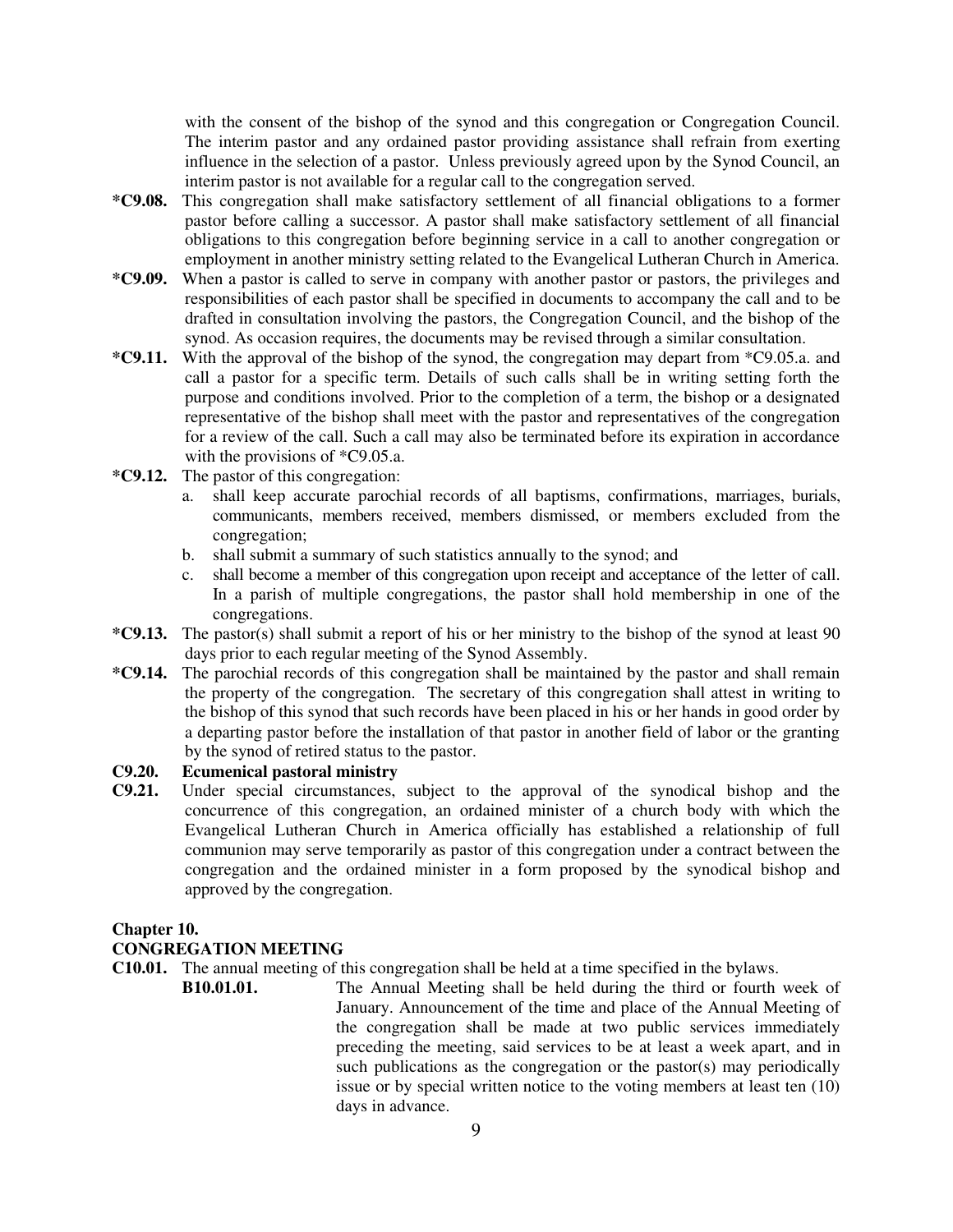with the consent of the bishop of the synod and this congregation or Congregation Council. The interim pastor and any ordained pastor providing assistance shall refrain from exerting influence in the selection of a pastor. Unless previously agreed upon by the Synod Council, an interim pastor is not available for a regular call to the congregation served.

**\*C9.08.** This congregation shall make satisfactory settlement of all financial obligations to a former pastor before calling a successor. A pastor shall make satisfactory settlement of all financial obligations to this congregation before beginning service in a call to another congregation or employment in another ministry setting related to the Evangelical Lutheran Church in America.

**\*C9.09.** When a pastor is called to serve in company with another pastor or pastors, the privileges and responsibilities of each pastor shall be specified in documents to accompany the call and to be drafted in consultation involving the pastors, the Congregation Council, and the bishop of the synod. As occasion requires, the documents may be revised through a similar consultation.

**\*C9.11.** With the approval of the bishop of the synod, the congregation may depart from *C9.05.a. and call a pastor for a specific term. Details of such calls shall be in writing setting forth the purpose and conditions involved. Prior to the completion of a term, the bishop or a designated representative of the bishop shall meet with the pastor and representatives of the congregation for a review of the call. Such a call may also be terminated before its expiration in accordance with the provisions of *C9.05.a.

**\*C9.12.** The pastor of this congregation:

a. shall keep accurate parochial records of all baptisms, confirmations, marriages, burials, communicants, members received, members dismissed, or members excluded from the congregation;

b. shall submit a summary of such statistics annually to the synod; and

c. shall become a member of this congregation upon receipt and acceptance of the letter of call. In a parish of multiple congregations, the pastor shall hold membership in one of the congregations.

**\*C9.13.** The pastor(s) shall submit a report of his or her ministry to the bishop of the synod at least 90 days prior to each regular meeting of the Synod Assembly.

**\*C9.14.** The parochial records of this congregation shall be maintained by the pastor and shall remain the property of the congregation. The secretary of this congregation shall attest in writing to the bishop of this synod that such records have been placed in his or her hands in good order by a departing pastor before the installation of that pastor in another field of labor or the granting by the synod of retired status to the pastor.

**C9.20. Ecumenical pastoral ministry**

**C9.21.** Under special circumstances, subject to the approval of the synodical bishop and the concurrence of this congregation, an ordained minister of a church body with which the Evangelical Lutheran Church in America officially has established a relationship of full communion may serve temporarily as pastor of this congregation under a contract between the congregation and the ordained minister in a form proposed by the synodical bishop and approved by the congregation.

## Chapter 10.

## CONGREGATION MEETING

**C10.01.** The annual meeting of this congregation shall be held at a time specified in the bylaws.

**B10.01.01.** The Annual Meeting shall be held during the third or fourth week of January. Announcement of the time and place of the Annual Meeting of the congregation shall be made at two public services immediately preceding the meeting, said services to be at least a week apart, and in such publications as the congregation or the pastor(s) may periodically issue or by special written notice to the voting members at least ten (10) days in advance.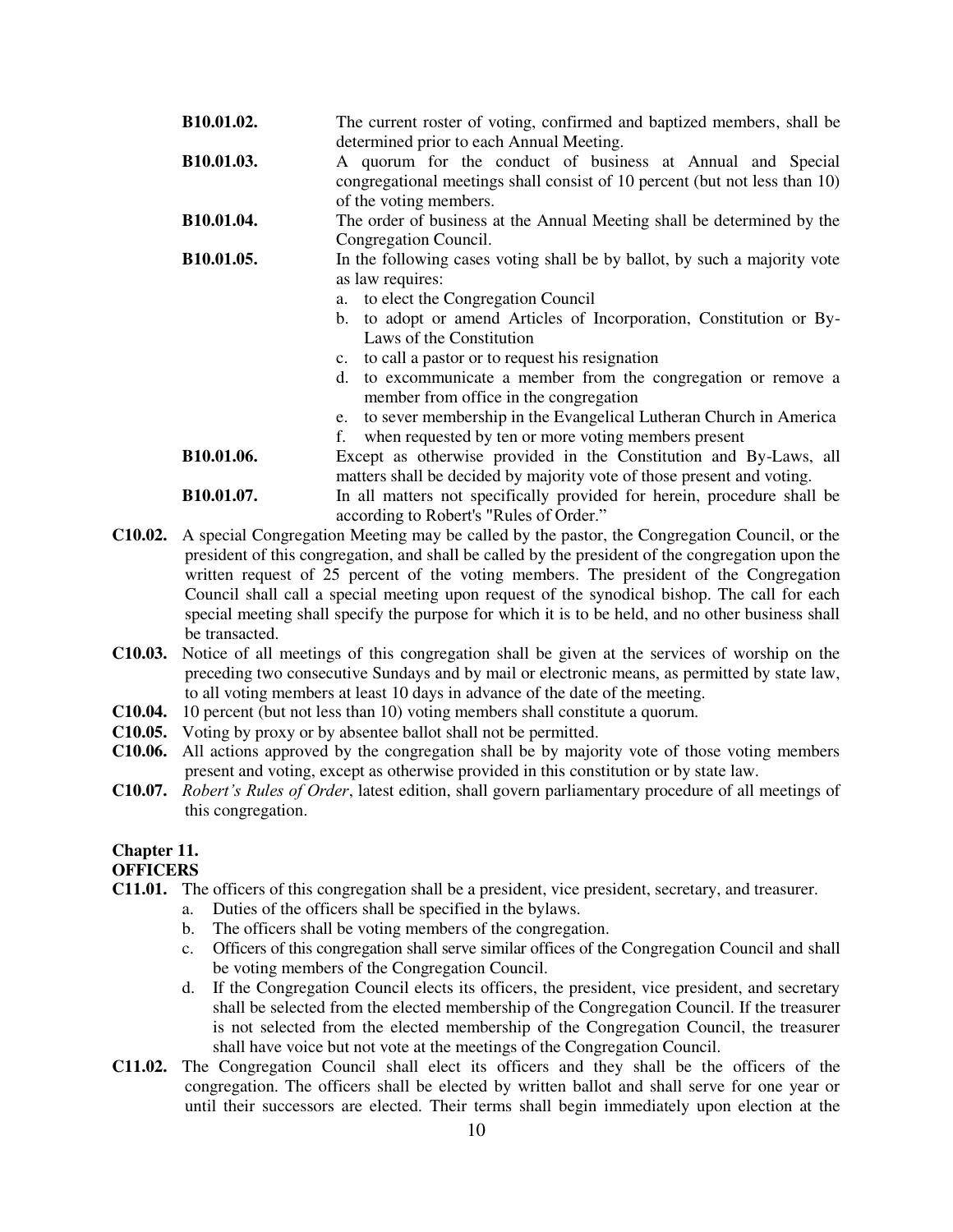**B10.01.02.** The current roster of voting, confirmed and baptized members, shall be determined prior to each Annual Meeting.

**B10.01.03.** A quorum for the conduct of business at Annual and Special congregational meetings shall consist of 10 percent (but not less than 10) of the voting members.

**B10.01.04.** The order of business at the Annual Meeting shall be determined by the Congregation Council.

**B10.01.05.** In the following cases voting shall be by ballot, by such a majority vote as law requires:

a. to elect the Congregation Council
b. to adopt or amend Articles of Incorporation, Constitution or By-Laws of the Constitution
c. to call a pastor or to request his resignation
d. to excommunicate a member from the congregation or remove a member from office in the congregation
e. to sever membership in the Evangelical Lutheran Church in America
f. when requested by ten or more voting members present

**B10.01.06.** Except as otherwise provided in the Constitution and By-Laws, all matters shall be decided by majority vote of those present and voting.

**B10.01.07.** In all matters not specifically provided for herein, procedure shall be according to Robert's "Rules of Order."

**C10.02.** A special Congregation Meeting may be called by the pastor, the Congregation Council, or the president of this congregation, and shall be called by the president of the congregation upon the written request of 25 percent of the voting members. The president of the Congregation Council shall call a special meeting upon request of the synodical bishop. The call for each special meeting shall specify the purpose for which it is to be held, and no other business shall be transacted.

**C10.03.** Notice of all meetings of this congregation shall be given at the services of worship on the preceding two consecutive Sundays and by mail or electronic means, as permitted by state law, to all voting members at least 10 days in advance of the date of the meeting.

**C10.04.** 10 percent (but not less than 10) voting members shall constitute a quorum.

**C10.05.** Voting by proxy or by absentee ballot shall not be permitted.

**C10.06.** All actions approved by the congregation shall be by majority vote of those voting members present and voting, except as otherwise provided in this constitution or by state law.

**C10.07.** *Robert's Rules of Order*, latest edition, shall govern parliamentary procedure of all meetings of this congregation.

## Chapter 11.
## OFFICERS

**C11.01.** The officers of this congregation shall be a president, vice president, secretary, and treasurer.

a. Duties of the officers shall be specified in the bylaws.
b. The officers shall be voting members of the congregation.
c. Officers of this congregation shall serve similar offices of the Congregation Council and shall be voting members of the Congregation Council.
d. If the Congregation Council elects its officers, the president, vice president, and secretary shall be selected from the elected membership of the Congregation Council. If the treasurer is not selected from the elected membership of the Congregation Council, the treasurer shall have voice but not vote at the meetings of the Congregation Council.

**C11.02.** The Congregation Council shall elect its officers and they shall be the officers of the congregation. The officers shall be elected by written ballot and shall serve for one year or until their successors are elected. Their terms shall begin immediately upon election at the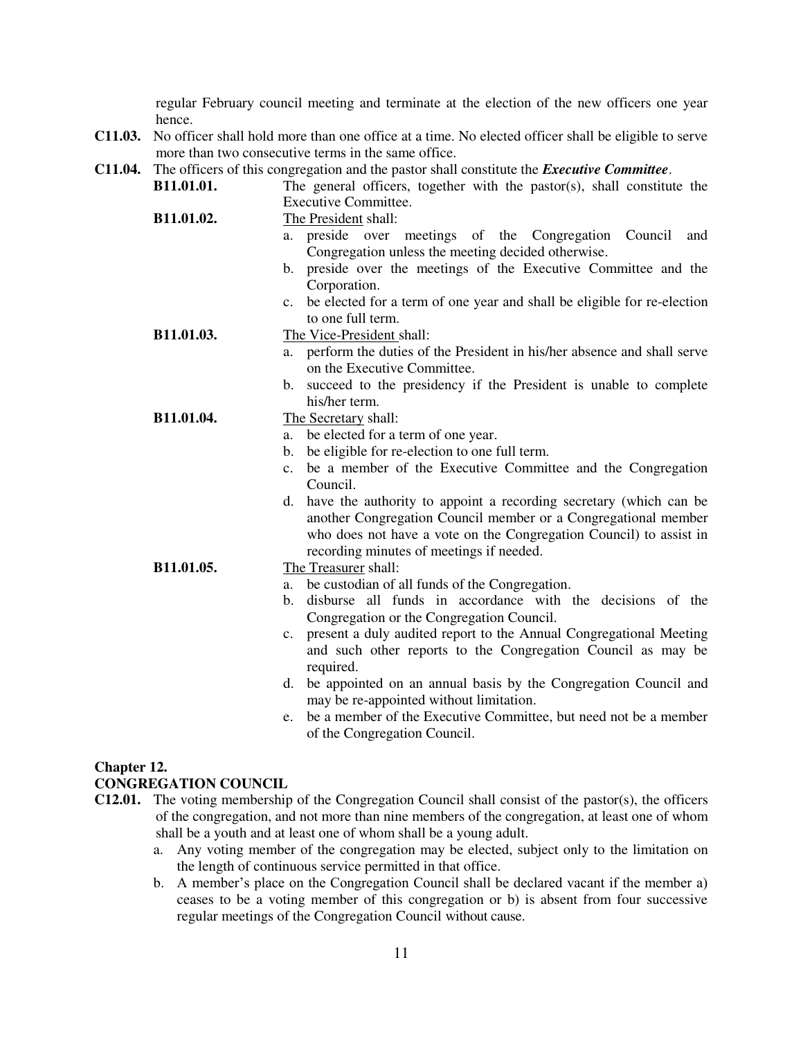regular February council meeting and terminate at the election of the new officers one year hence.

**C11.03.** No officer shall hold more than one office at a time. No elected officer shall be eligible to serve more than two consecutive terms in the same office.

**C11.04.** The officers of this congregation and the pastor shall constitute the ***Executive Committee***.

**B11.01.01.** The general officers, together with the pastor(s), shall constitute the Executive Committee.

**B11.01.02.** The President shall:

a. preside over meetings of the Congregation Council and Congregation unless the meeting decided otherwise.
b. preside over the meetings of the Executive Committee and the Corporation.
c. be elected for a term of one year and shall be eligible for re-election to one full term.

**B11.01.03.** The Vice-President shall:

a. perform the duties of the President in his/her absence and shall serve on the Executive Committee.
b. succeed to the presidency if the President is unable to complete his/her term.

**B11.01.04.** The Secretary shall:

a. be elected for a term of one year.
b. be eligible for re-election to one full term.
c. be a member of the Executive Committee and the Congregation Council.
d. have the authority to appoint a recording secretary (which can be another Congregation Council member or a Congregational member who does not have a vote on the Congregation Council) to assist in recording minutes of meetings if needed.

**B11.01.05.** The Treasurer shall:

a. be custodian of all funds of the Congregation.
b. disburse all funds in accordance with the decisions of the Congregation or the Congregation Council.
c. present a duly audited report to the Annual Congregational Meeting and such other reports to the Congregation Council as may be required.
d. be appointed on an annual basis by the Congregation Council and may be re-appointed without limitation.
e. be a member of the Executive Committee, but need not be a member of the Congregation Council.

## Chapter 12.
## CONGREGATION COUNCIL

**C12.01.** The voting membership of the Congregation Council shall consist of the pastor(s), the officers of the congregation, and not more than nine members of the congregation, at least one of whom shall be a youth and at least one of whom shall be a young adult.

a. Any voting member of the congregation may be elected, subject only to the limitation on the length of continuous service permitted in that office.
b. A member's place on the Congregation Council shall be declared vacant if the member a) ceases to be a voting member of this congregation or b) is absent from four successive regular meetings of the Congregation Council without cause.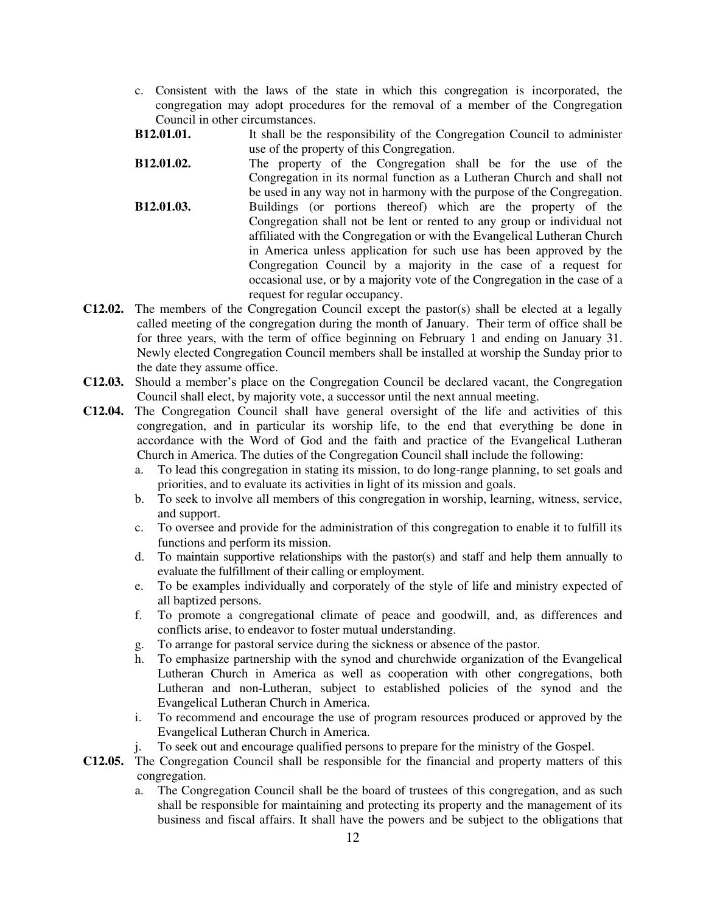c. Consistent with the laws of the state in which this congregation is incorporated, the congregation may adopt procedures for the removal of a member of the Congregation Council in other circumstances.

**B12.01.01.** It shall be the responsibility of the Congregation Council to administer use of the property of this Congregation.

**B12.01.02.** The property of the Congregation shall be for the use of the Congregation in its normal function as a Lutheran Church and shall not be used in any way not in harmony with the purpose of the Congregation.

**B12.01.03.** Buildings (or portions thereof) which are the property of the Congregation shall not be lent or rented to any group or individual not affiliated with the Congregation or with the Evangelical Lutheran Church in America unless application for such use has been approved by the Congregation Council by a majority in the case of a request for occasional use, or by a majority vote of the Congregation in the case of a request for regular occupancy.

**C12.02.** The members of the Congregation Council except the pastor(s) shall be elected at a legally called meeting of the congregation during the month of January. Their term of office shall be for three years, with the term of office beginning on February 1 and ending on January 31. Newly elected Congregation Council members shall be installed at worship the Sunday prior to the date they assume office.

**C12.03.** Should a member's place on the Congregation Council be declared vacant, the Congregation Council shall elect, by majority vote, a successor until the next annual meeting.

**C12.04.** The Congregation Council shall have general oversight of the life and activities of this congregation, and in particular its worship life, to the end that everything be done in accordance with the Word of God and the faith and practice of the Evangelical Lutheran Church in America. The duties of the Congregation Council shall include the following:

a. To lead this congregation in stating its mission, to do long-range planning, to set goals and priorities, and to evaluate its activities in light of its mission and goals.
b. To seek to involve all members of this congregation in worship, learning, witness, service, and support.
c. To oversee and provide for the administration of this congregation to enable it to fulfill its functions and perform its mission.
d. To maintain supportive relationships with the pastor(s) and staff and help them annually to evaluate the fulfillment of their calling or employment.
e. To be examples individually and corporately of the style of life and ministry expected of all baptized persons.
f. To promote a congregational climate of peace and goodwill, and, as differences and conflicts arise, to endeavor to foster mutual understanding.
g. To arrange for pastoral service during the sickness or absence of the pastor.
h. To emphasize partnership with the synod and churchwide organization of the Evangelical Lutheran Church in America as well as cooperation with other congregations, both Lutheran and non-Lutheran, subject to established policies of the synod and the Evangelical Lutheran Church in America.
i. To recommend and encourage the use of program resources produced or approved by the Evangelical Lutheran Church in America.
j. To seek out and encourage qualified persons to prepare for the ministry of the Gospel.

**C12.05.** The Congregation Council shall be responsible for the financial and property matters of this congregation.

a. The Congregation Council shall be the board of trustees of this congregation, and as such shall be responsible for maintaining and protecting its property and the management of its business and fiscal affairs. It shall have the powers and be subject to the obligations that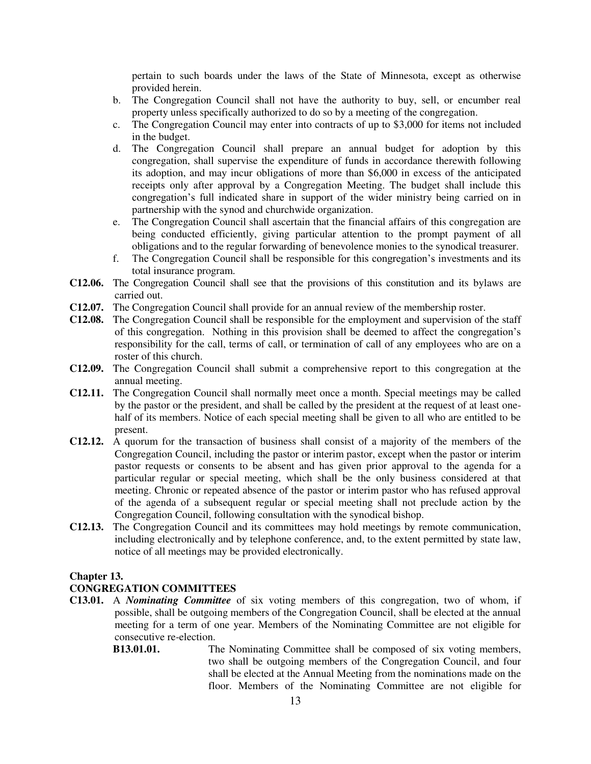pertain to such boards under the laws of the State of Minnesota, except as otherwise provided herein.

b. The Congregation Council shall not have the authority to buy, sell, or encumber real property unless specifically authorized to do so by a meeting of the congregation.

c. The Congregation Council may enter into contracts of up to $3,000 for items not included in the budget.

d. The Congregation Council shall prepare an annual budget for adoption by this congregation, shall supervise the expenditure of funds in accordance therewith following its adoption, and may incur obligations of more than $6,000 in excess of the anticipated receipts only after approval by a Congregation Meeting. The budget shall include this congregation's full indicated share in support of the wider ministry being carried on in partnership with the synod and churchwide organization.

e. The Congregation Council shall ascertain that the financial affairs of this congregation are being conducted efficiently, giving particular attention to the prompt payment of all obligations and to the regular forwarding of benevolence monies to the synodical treasurer.

f. The Congregation Council shall be responsible for this congregation's investments and its total insurance program.

**C12.06.** The Congregation Council shall see that the provisions of this constitution and its bylaws are carried out.

**C12.07.** The Congregation Council shall provide for an annual review of the membership roster.

**C12.08.** The Congregation Council shall be responsible for the employment and supervision of the staff of this congregation. Nothing in this provision shall be deemed to affect the congregation's responsibility for the call, terms of call, or termination of call of any employees who are on a roster of this church.

**C12.09.** The Congregation Council shall submit a comprehensive report to this congregation at the annual meeting.

**C12.11.** The Congregation Council shall normally meet once a month. Special meetings may be called by the pastor or the president, and shall be called by the president at the request of at least one-half of its members. Notice of each special meeting shall be given to all who are entitled to be present.

**C12.12.** A quorum for the transaction of business shall consist of a majority of the members of the Congregation Council, including the pastor or interim pastor, except when the pastor or interim pastor requests or consents to be absent and has given prior approval to the agenda for a particular regular or special meeting, which shall be the only business considered at that meeting. Chronic or repeated absence of the pastor or interim pastor who has refused approval of the agenda of a subsequent regular or special meeting shall not preclude action by the Congregation Council, following consultation with the synodical bishop.

**C12.13.** The Congregation Council and its committees may hold meetings by remote communication, including electronically and by telephone conference, and, to the extent permitted by state law, notice of all meetings may be provided electronically.

## Chapter 13.

## CONGREGATION COMMITTEES

**C13.01.** A ***Nominating Committee*** of six voting members of this congregation, two of whom, if possible, shall be outgoing members of the Congregation Council, shall be elected at the annual meeting for a term of one year. Members of the Nominating Committee are not eligible for consecutive re-election.

**B13.01.01.** The Nominating Committee shall be composed of six voting members, two shall be outgoing members of the Congregation Council, and four shall be elected at the Annual Meeting from the nominations made on the floor. Members of the Nominating Committee are not eligible for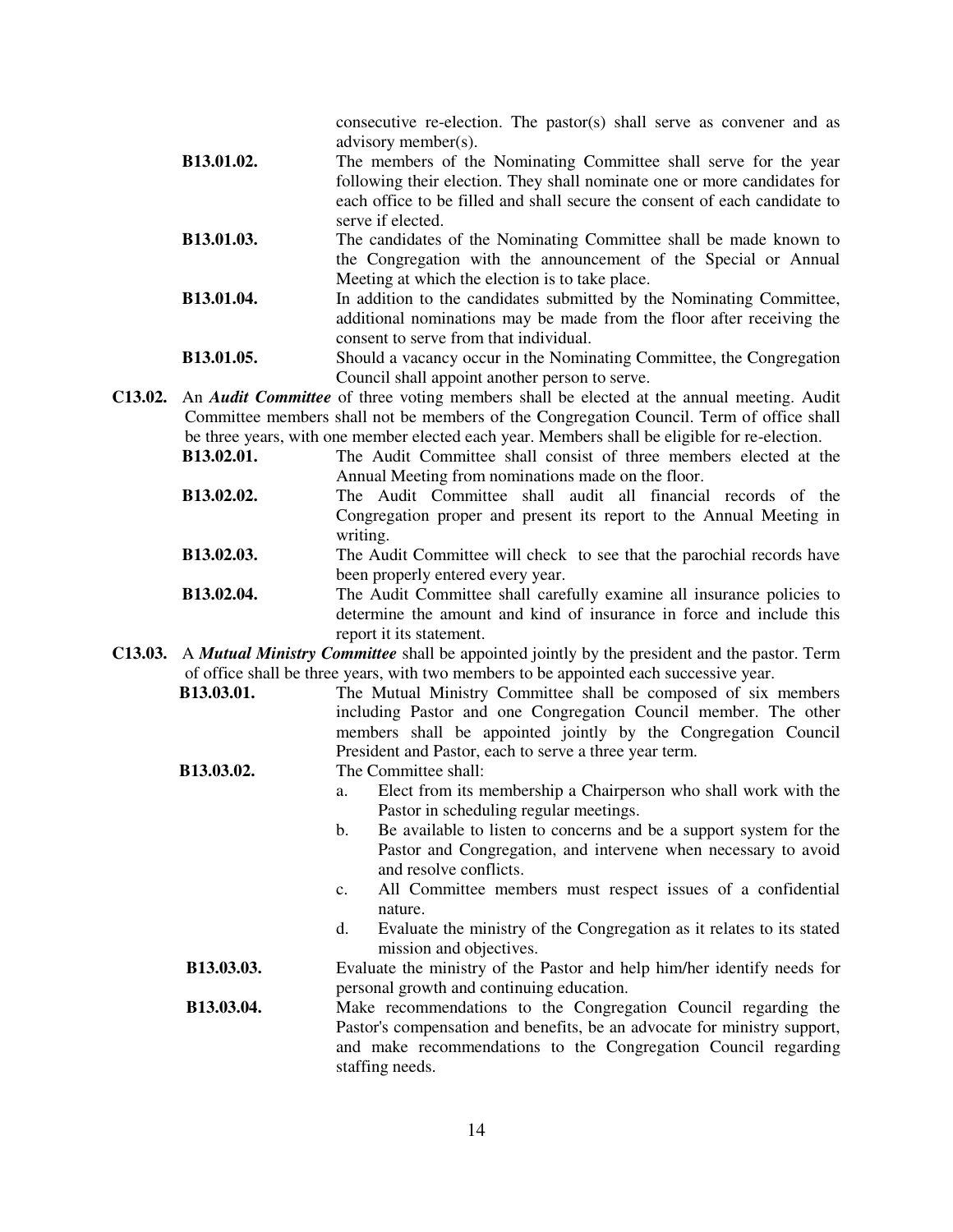consecutive re-election. The pastor(s) shall serve as convener and as advisory member(s).

**B13.01.02.** The members of the Nominating Committee shall serve for the year following their election. They shall nominate one or more candidates for each office to be filled and shall secure the consent of each candidate to serve if elected.

**B13.01.03.** The candidates of the Nominating Committee shall be made known to the Congregation with the announcement of the Special or Annual Meeting at which the election is to take place.

**B13.01.04.** In addition to the candidates submitted by the Nominating Committee, additional nominations may be made from the floor after receiving the consent to serve from that individual.

**B13.01.05.** Should a vacancy occur in the Nominating Committee, the Congregation Council shall appoint another person to serve.

**C13.02.** An ***Audit Committee*** of three voting members shall be elected at the annual meeting. Audit Committee members shall not be members of the Congregation Council. Term of office shall be three years, with one member elected each year. Members shall be eligible for re-election.

**B13.02.01.** The Audit Committee shall consist of three members elected at the Annual Meeting from nominations made on the floor.

**B13.02.02.** The Audit Committee shall audit all financial records of the Congregation proper and present its report to the Annual Meeting in writing.

**B13.02.03.** The Audit Committee will check to see that the parochial records have been properly entered every year.

**B13.02.04.** The Audit Committee shall carefully examine all insurance policies to determine the amount and kind of insurance in force and include this report it its statement.

**C13.03.** A ***Mutual Ministry Committee*** shall be appointed jointly by the president and the pastor. Term of office shall be three years, with two members to be appointed each successive year.

**B13.03.01.** The Mutual Ministry Committee shall be composed of six members including Pastor and one Congregation Council member. The other members shall be appointed jointly by the Congregation Council President and Pastor, each to serve a three year term.

**B13.03.02.** The Committee shall:

a. Elect from its membership a Chairperson who shall work with the Pastor in scheduling regular meetings.
b. Be available to listen to concerns and be a support system for the Pastor and Congregation, and intervene when necessary to avoid and resolve conflicts.
c. All Committee members must respect issues of a confidential nature.
d. Evaluate the ministry of the Congregation as it relates to its stated mission and objectives.

**B13.03.03.** Evaluate the ministry of the Pastor and help him/her identify needs for personal growth and continuing education.

**B13.03.04.** Make recommendations to the Congregation Council regarding the Pastor's compensation and benefits, be an advocate for ministry support, and make recommendations to the Congregation Council regarding staffing needs.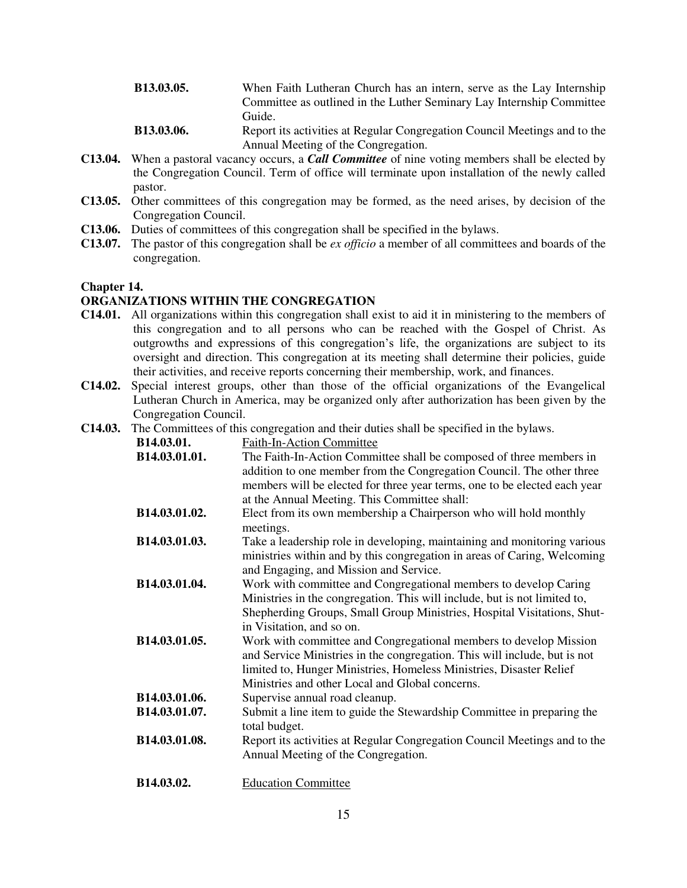**B13.03.05.** When Faith Lutheran Church has an intern, serve as the Lay Internship Committee as outlined in the Luther Seminary Lay Internship Committee Guide.

**B13.03.06.** Report its activities at Regular Congregation Council Meetings and to the Annual Meeting of the Congregation.

**C13.04.** When a pastoral vacancy occurs, a ***Call Committee*** of nine voting members shall be elected by the Congregation Council. Term of office will terminate upon installation of the newly called pastor.

**C13.05.** Other committees of this congregation may be formed, as the need arises, by decision of the Congregation Council.

**C13.06.** Duties of committees of this congregation shall be specified in the bylaws.

**C13.07.** The pastor of this congregation shall be *ex officio* a member of all committees and boards of the congregation.

## Chapter 14.

## ORGANIZATIONS WITHIN THE CONGREGATION

**C14.01.** All organizations within this congregation shall exist to aid it in ministering to the members of this congregation and to all persons who can be reached with the Gospel of Christ. As outgrowths and expressions of this congregation's life, the organizations are subject to its oversight and direction. This congregation at its meeting shall determine their policies, guide their activities, and receive reports concerning their membership, work, and finances.

**C14.02.** Special interest groups, other than those of the official organizations of the Evangelical Lutheran Church in America, may be organized only after authorization has been given by the Congregation Council.

**C14.03.** The Committees of this congregation and their duties shall be specified in the bylaws.

**B14.03.01.** <u>Faith-In-Action Committee</u>

**B14.03.01.01.** The Faith-In-Action Committee shall be composed of three members in addition to one member from the Congregation Council. The other three members will be elected for three year terms, one to be elected each year at the Annual Meeting. This Committee shall:

**B14.03.01.02.** Elect from its own membership a Chairperson who will hold monthly meetings.

**B14.03.01.03.** Take a leadership role in developing, maintaining and monitoring various ministries within and by this congregation in areas of Caring, Welcoming and Engaging, and Mission and Service.

**B14.03.01.04.** Work with committee and Congregational members to develop Caring Ministries in the congregation. This will include, but is not limited to, Shepherding Groups, Small Group Ministries, Hospital Visitations, Shut-in Visitation, and so on.

**B14.03.01.05.** Work with committee and Congregational members to develop Mission and Service Ministries in the congregation. This will include, but is not limited to, Hunger Ministries, Homeless Ministries, Disaster Relief Ministries and other Local and Global concerns.

**B14.03.01.06.** Supervise annual road cleanup.

**B14.03.01.07.** Submit a line item to guide the Stewardship Committee in preparing the total budget.

**B14.03.01.08.** Report its activities at Regular Congregation Council Meetings and to the Annual Meeting of the Congregation.

**B14.03.02.** <u>Education Committee</u>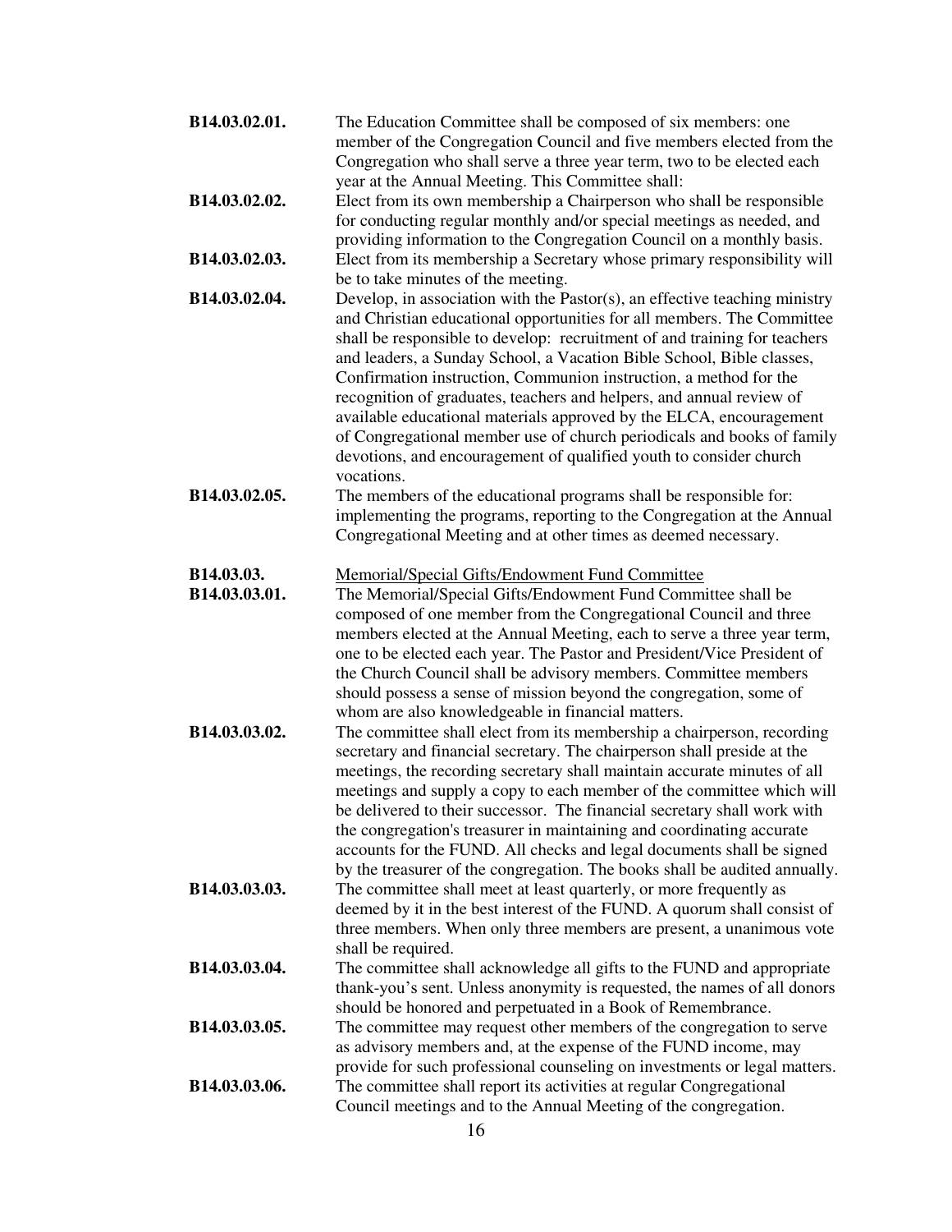**B14.03.02.01.** The Education Committee shall be composed of six members: one member of the Congregation Council and five members elected from the Congregation who shall serve a three year term, two to be elected each year at the Annual Meeting. This Committee shall:

**B14.03.02.02.** Elect from its own membership a Chairperson who shall be responsible for conducting regular monthly and/or special meetings as needed, and providing information to the Congregation Council on a monthly basis.

**B14.03.02.03.** Elect from its membership a Secretary whose primary responsibility will be to take minutes of the meeting.

**B14.03.02.04.** Develop, in association with the Pastor(s), an effective teaching ministry and Christian educational opportunities for all members. The Committee shall be responsible to develop: recruitment of and training for teachers and leaders, a Sunday School, a Vacation Bible School, Bible classes, Confirmation instruction, Communion instruction, a method for the recognition of graduates, teachers and helpers, and annual review of available educational materials approved by the ELCA, encouragement of Congregational member use of church periodicals and books of family devotions, and encouragement of qualified youth to consider church vocations.

**B14.03.02.05.** The members of the educational programs shall be responsible for: implementing the programs, reporting to the Congregation at the Annual Congregational Meeting and at other times as deemed necessary.

**B14.03.03.** Memorial/Special Gifts/Endowment Fund Committee

**B14.03.03.01.** The Memorial/Special Gifts/Endowment Fund Committee shall be composed of one member from the Congregational Council and three members elected at the Annual Meeting, each to serve a three year term, one to be elected each year. The Pastor and President/Vice President of the Church Council shall be advisory members. Committee members should possess a sense of mission beyond the congregation, some of whom are also knowledgeable in financial matters.

**B14.03.03.02.** The committee shall elect from its membership a chairperson, recording secretary and financial secretary. The chairperson shall preside at the meetings, the recording secretary shall maintain accurate minutes of all meetings and supply a copy to each member of the committee which will be delivered to their successor. The financial secretary shall work with the congregation's treasurer in maintaining and coordinating accurate accounts for the FUND. All checks and legal documents shall be signed by the treasurer of the congregation. The books shall be audited annually.

**B14.03.03.03.** The committee shall meet at least quarterly, or more frequently as deemed by it in the best interest of the FUND. A quorum shall consist of three members. When only three members are present, a unanimous vote shall be required.

**B14.03.03.04.** The committee shall acknowledge all gifts to the FUND and appropriate thank-you's sent. Unless anonymity is requested, the names of all donors should be honored and perpetuated in a Book of Remembrance.

**B14.03.03.05.** The committee may request other members of the congregation to serve as advisory members and, at the expense of the FUND income, may provide for such professional counseling on investments or legal matters.

**B14.03.03.06.** The committee shall report its activities at regular Congregational Council meetings and to the Annual Meeting of the congregation.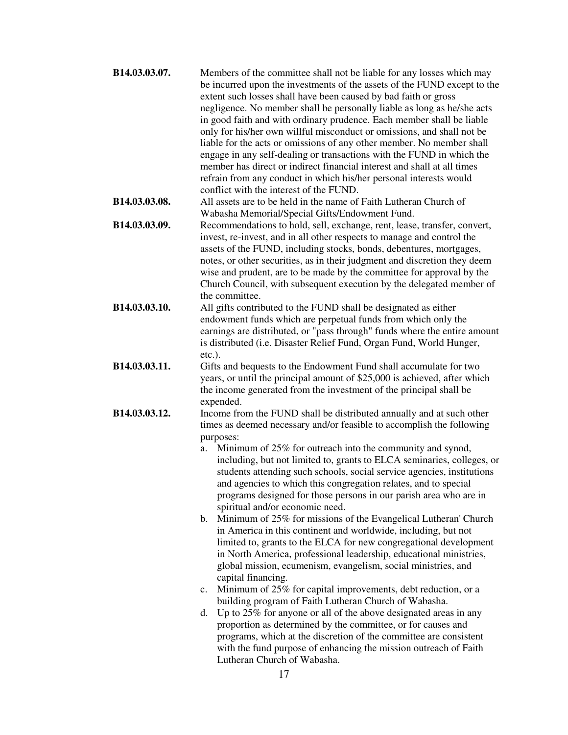**B14.03.03.07.** Members of the committee shall not be liable for any losses which may be incurred upon the investments of the assets of the FUND except to the extent such losses shall have been caused by bad faith or gross negligence. No member shall be personally liable as long as he/she acts in good faith and with ordinary prudence. Each member shall be liable only for his/her own willful misconduct or omissions, and shall not be liable for the acts or omissions of any other member. No member shall engage in any self-dealing or transactions with the FUND in which the member has direct or indirect financial interest and shall at all times refrain from any conduct in which his/her personal interests would conflict with the interest of the FUND.

**B14.03.03.08.** All assets are to be held in the name of Faith Lutheran Church of Wabasha Memorial/Special Gifts/Endowment Fund.

**B14.03.03.09.** Recommendations to hold, sell, exchange, rent, lease, transfer, convert, invest, re-invest, and in all other respects to manage and control the assets of the FUND, including stocks, bonds, debentures, mortgages, notes, or other securities, as in their judgment and discretion they deem wise and prudent, are to be made by the committee for approval by the Church Council, with subsequent execution by the delegated member of the committee.

**B14.03.03.10.** All gifts contributed to the FUND shall be designated as either endowment funds which are perpetual funds from which only the earnings are distributed, or "pass through" funds where the entire amount is distributed (i.e. Disaster Relief Fund, Organ Fund, World Hunger, etc.).

**B14.03.03.11.** Gifts and bequests to the Endowment Fund shall accumulate for two years, or until the principal amount of $25,000 is achieved, after which the income generated from the investment of the principal shall be expended.

**B14.03.03.12.** Income from the FUND shall be distributed annually and at such other times as deemed necessary and/or feasible to accomplish the following purposes:

a. Minimum of 25% for outreach into the community and synod, including, but not limited to, grants to ELCA seminaries, colleges, or students attending such schools, social service agencies, institutions and agencies to which this congregation relates, and to special programs designed for those persons in our parish area who are in spiritual and/or economic need.

b. Minimum of 25% for missions of the Evangelical Lutheran' Church in America in this continent and worldwide, including, but not limited to, grants to the ELCA for new congregational development in North America, professional leadership, educational ministries, global mission, ecumenism, evangelism, social ministries, and capital financing.

c. Minimum of 25% for capital improvements, debt reduction, or a building program of Faith Lutheran Church of Wabasha.

d. Up to 25% for anyone or all of the above designated areas in any proportion as determined by the committee, or for causes and programs, which at the discretion of the committee are consistent with the fund purpose of enhancing the mission outreach of Faith Lutheran Church of Wabasha.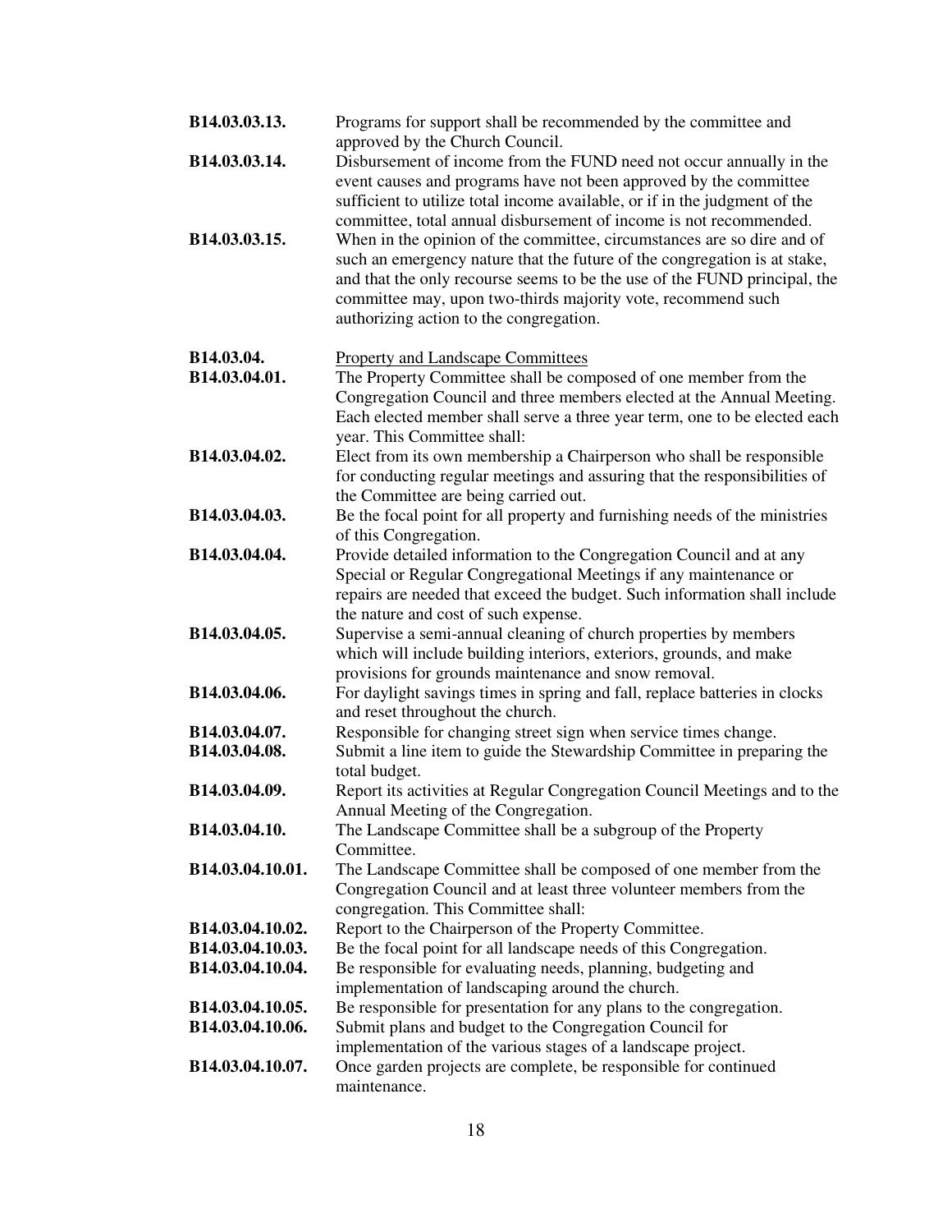**B14.03.03.13.** Programs for support shall be recommended by the committee and approved by the Church Council.

**B14.03.03.14.** Disbursement of income from the FUND need not occur annually in the event causes and programs have not been approved by the committee sufficient to utilize total income available, or if in the judgment of the committee, total annual disbursement of income is not recommended.

**B14.03.03.15.** When in the opinion of the committee, circumstances are so dire and of such an emergency nature that the future of the congregation is at stake, and that the only recourse seems to be the use of the FUND principal, the committee may, upon two-thirds majority vote, recommend such authorizing action to the congregation.

**B14.03.04.** Property and Landscape Committees

**B14.03.04.01.** The Property Committee shall be composed of one member from the Congregation Council and three members elected at the Annual Meeting. Each elected member shall serve a three year term, one to be elected each year. This Committee shall:

**B14.03.04.02.** Elect from its own membership a Chairperson who shall be responsible for conducting regular meetings and assuring that the responsibilities of the Committee are being carried out.

**B14.03.04.03.** Be the focal point for all property and furnishing needs of the ministries of this Congregation.

**B14.03.04.04.** Provide detailed information to the Congregation Council and at any Special or Regular Congregational Meetings if any maintenance or repairs are needed that exceed the budget. Such information shall include the nature and cost of such expense.

**B14.03.04.05.** Supervise a semi-annual cleaning of church properties by members which will include building interiors, exteriors, grounds, and make provisions for grounds maintenance and snow removal.

**B14.03.04.06.** For daylight savings times in spring and fall, replace batteries in clocks and reset throughout the church.

**B14.03.04.07.** Responsible for changing street sign when service times change.

**B14.03.04.08.** Submit a line item to guide the Stewardship Committee in preparing the total budget.

**B14.03.04.09.** Report its activities at Regular Congregation Council Meetings and to the Annual Meeting of the Congregation.

**B14.03.04.10.** The Landscape Committee shall be a subgroup of the Property Committee.

**B14.03.04.10.01.** The Landscape Committee shall be composed of one member from the Congregation Council and at least three volunteer members from the congregation. This Committee shall:

**B14.03.04.10.02.** Report to the Chairperson of the Property Committee.

**B14.03.04.10.03.** Be the focal point for all landscape needs of this Congregation.

**B14.03.04.10.04.** Be responsible for evaluating needs, planning, budgeting and implementation of landscaping around the church.

**B14.03.04.10.05.** Be responsible for presentation for any plans to the congregation.

**B14.03.04.10.06.** Submit plans and budget to the Congregation Council for implementation of the various stages of a landscape project.

**B14.03.04.10.07.** Once garden projects are complete, be responsible for continued maintenance.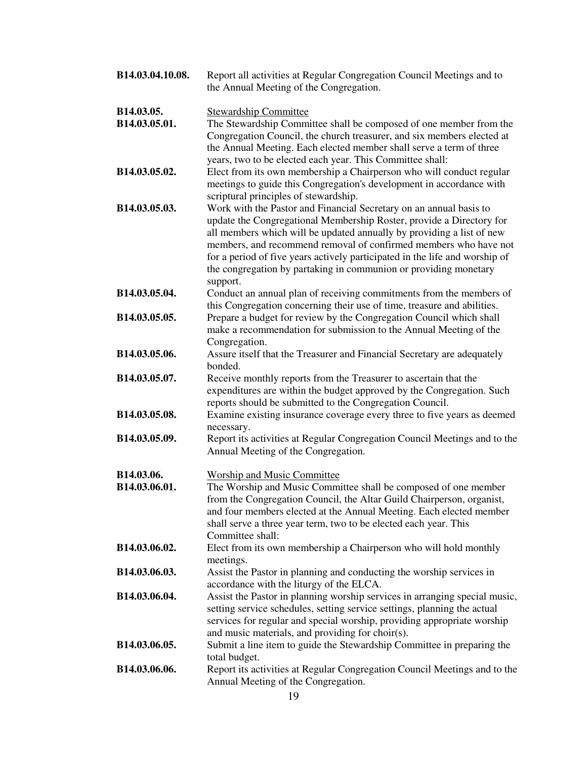**B14.03.04.10.08.** Report all activities at Regular Congregation Council Meetings and to the Annual Meeting of the Congregation.

**B14.03.05.** <u>Stewardship Committee</u>

**B14.03.05.01.** The Stewardship Committee shall be composed of one member from the Congregation Council, the church treasurer, and six members elected at the Annual Meeting. Each elected member shall serve a term of three years, two to be elected each year. This Committee shall:

**B14.03.05.02.** Elect from its own membership a Chairperson who will conduct regular meetings to guide this Congregation's development in accordance with scriptural principles of stewardship.

**B14.03.05.03.** Work with the Pastor and Financial Secretary on an annual basis to update the Congregational Membership Roster, provide a Directory for all members which will be updated annually by providing a list of new members, and recommend removal of confirmed members who have not for a period of five years actively participated in the life and worship of the congregation by partaking in communion or providing monetary support.

**B14.03.05.04.** Conduct an annual plan of receiving commitments from the members of this Congregation concerning their use of time, treasure and abilities.

**B14.03.05.05.** Prepare a budget for review by the Congregation Council which shall make a recommendation for submission to the Annual Meeting of the Congregation.

**B14.03.05.06.** Assure itself that the Treasurer and Financial Secretary are adequately bonded.

**B14.03.05.07.** Receive monthly reports from the Treasurer to ascertain that the expenditures are within the budget approved by the Congregation. Such reports should be submitted to the Congregation Council.

**B14.03.05.08.** Examine existing insurance coverage every three to five years as deemed necessary.

**B14.03.05.09.** Report its activities at Regular Congregation Council Meetings and to the Annual Meeting of the Congregation.

**B14.03.06.** <u>Worship and Music Committee</u>

**B14.03.06.01.** The Worship and Music Committee shall be composed of one member from the Congregation Council, the Altar Guild Chairperson, organist, and four members elected at the Annual Meeting. Each elected member shall serve a three year term, two to be elected each year. This Committee shall:

**B14.03.06.02.** Elect from its own membership a Chairperson who will hold monthly meetings.

**B14.03.06.03.** Assist the Pastor in planning and conducting the worship services in accordance with the liturgy of the ELCA.

**B14.03.06.04.** Assist the Pastor in planning worship services in arranging special music, setting service schedules, setting service settings, planning the actual services for regular and special worship, providing appropriate worship and music materials, and providing for choir(s).

**B14.03.06.05.** Submit a line item to guide the Stewardship Committee in preparing the total budget.

**B14.03.06.06.** Report its activities at Regular Congregation Council Meetings and to the Annual Meeting of the Congregation.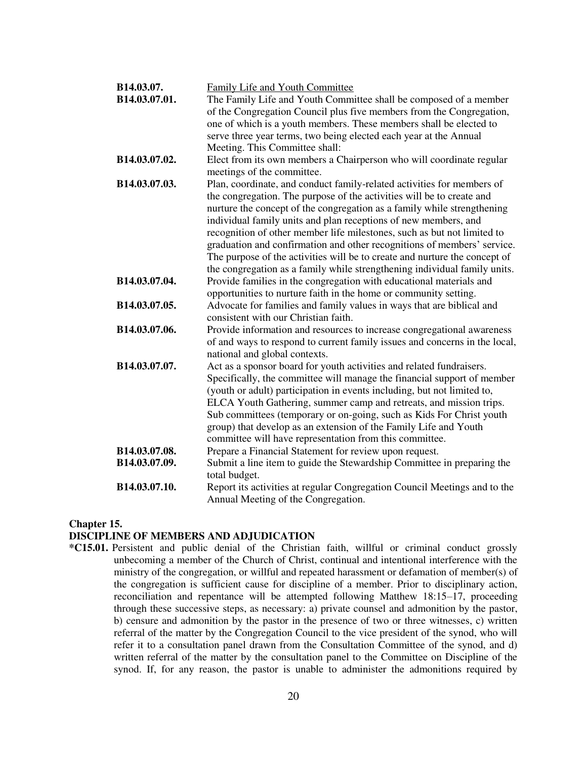**B14.03.07.** Family Life and Youth Committee

**B14.03.07.01.** The Family Life and Youth Committee shall be composed of a member of the Congregation Council plus five members from the Congregation, one of which is a youth members. These members shall be elected to serve three year terms, two being elected each year at the Annual Meeting. This Committee shall:

**B14.03.07.02.** Elect from its own members a Chairperson who will coordinate regular meetings of the committee.

**B14.03.07.03.** Plan, coordinate, and conduct family-related activities for members of the congregation. The purpose of the activities will be to create and nurture the concept of the congregation as a family while strengthening individual family units and plan receptions of new members, and recognition of other member life milestones, such as but not limited to graduation and confirmation and other recognitions of members' service. The purpose of the activities will be to create and nurture the concept of the congregation as a family while strengthening individual family units.

**B14.03.07.04.** Provide families in the congregation with educational materials and opportunities to nurture faith in the home or community setting.

**B14.03.07.05.** Advocate for families and family values in ways that are biblical and consistent with our Christian faith.

**B14.03.07.06.** Provide information and resources to increase congregational awareness of and ways to respond to current family issues and concerns in the local, national and global contexts.

**B14.03.07.07.** Act as a sponsor board for youth activities and related fundraisers. Specifically, the committee will manage the financial support of member (youth or adult) participation in events including, but not limited to, ELCA Youth Gathering, summer camp and retreats, and mission trips. Sub committees (temporary or on-going, such as Kids For Christ youth group) that develop as an extension of the Family Life and Youth committee will have representation from this committee.

**B14.03.07.08.** Prepare a Financial Statement for review upon request.

**B14.03.07.09.** Submit a line item to guide the Stewardship Committee in preparing the total budget.

**B14.03.07.10.** Report its activities at regular Congregation Council Meetings and to the Annual Meeting of the Congregation.

## Chapter 15.

## DISCIPLINE OF MEMBERS AND ADJUDICATION

**\*C15.01.** Persistent and public denial of the Christian faith, willful or criminal conduct grossly unbecoming a member of the Church of Christ, continual and intentional interference with the ministry of the congregation, or willful and repeated harassment or defamation of member(s) of the congregation is sufficient cause for discipline of a member. Prior to disciplinary action, reconciliation and repentance will be attempted following Matthew 18:15–17, proceeding through these successive steps, as necessary: a) private counsel and admonition by the pastor, b) censure and admonition by the pastor in the presence of two or three witnesses, c) written referral of the matter by the Congregation Council to the vice president of the synod, who will refer it to a consultation panel drawn from the Consultation Committee of the synod, and d) written referral of the matter by the consultation panel to the Committee on Discipline of the synod. If, for any reason, the pastor is unable to administer the admonitions required by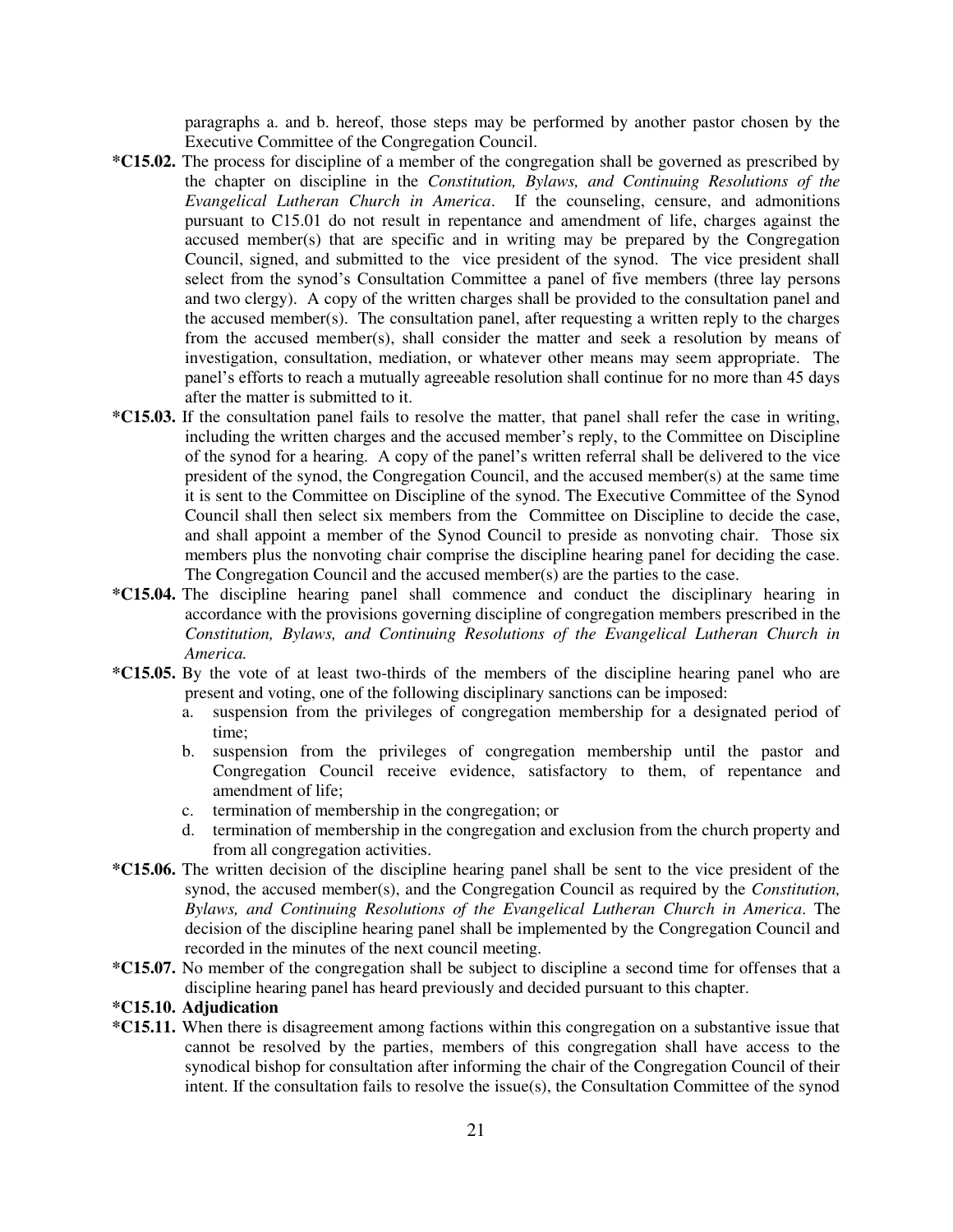paragraphs a. and b. hereof, those steps may be performed by another pastor chosen by the Executive Committee of the Congregation Council.

**\*C15.02.** The process for discipline of a member of the congregation shall be governed as prescribed by the chapter on discipline in the *Constitution, Bylaws, and Continuing Resolutions of the Evangelical Lutheran Church in America*. If the counseling, censure, and admonitions pursuant to C15.01 do not result in repentance and amendment of life, charges against the accused member(s) that are specific and in writing may be prepared by the Congregation Council, signed, and submitted to the vice president of the synod. The vice president shall select from the synod's Consultation Committee a panel of five members (three lay persons and two clergy). A copy of the written charges shall be provided to the consultation panel and the accused member(s). The consultation panel, after requesting a written reply to the charges from the accused member(s), shall consider the matter and seek a resolution by means of investigation, consultation, mediation, or whatever other means may seem appropriate. The panel's efforts to reach a mutually agreeable resolution shall continue for no more than 45 days after the matter is submitted to it.

**\*C15.03.** If the consultation panel fails to resolve the matter, that panel shall refer the case in writing, including the written charges and the accused member's reply, to the Committee on Discipline of the synod for a hearing. A copy of the panel's written referral shall be delivered to the vice president of the synod, the Congregation Council, and the accused member(s) at the same time it is sent to the Committee on Discipline of the synod. The Executive Committee of the Synod Council shall then select six members from the Committee on Discipline to decide the case, and shall appoint a member of the Synod Council to preside as nonvoting chair. Those six members plus the nonvoting chair comprise the discipline hearing panel for deciding the case. The Congregation Council and the accused member(s) are the parties to the case.

**\*C15.04.** The discipline hearing panel shall commence and conduct the disciplinary hearing in accordance with the provisions governing discipline of congregation members prescribed in the *Constitution, Bylaws, and Continuing Resolutions of the Evangelical Lutheran Church in America.*

**\*C15.05.** By the vote of at least two-thirds of the members of the discipline hearing panel who are present and voting, one of the following disciplinary sanctions can be imposed:

a. suspension from the privileges of congregation membership for a designated period of time;
b. suspension from the privileges of congregation membership until the pastor and Congregation Council receive evidence, satisfactory to them, of repentance and amendment of life;
c. termination of membership in the congregation; or
d. termination of membership in the congregation and exclusion from the church property and from all congregation activities.

**\*C15.06.** The written decision of the discipline hearing panel shall be sent to the vice president of the synod, the accused member(s), and the Congregation Council as required by the *Constitution, Bylaws, and Continuing Resolutions of the Evangelical Lutheran Church in America*. The decision of the discipline hearing panel shall be implemented by the Congregation Council and recorded in the minutes of the next council meeting.

**\*C15.07.** No member of the congregation shall be subject to discipline a second time for offenses that a discipline hearing panel has heard previously and decided pursuant to this chapter.

**\*C15.10. Adjudication**

**\*C15.11.** When there is disagreement among factions within this congregation on a substantive issue that cannot be resolved by the parties, members of this congregation shall have access to the synodical bishop for consultation after informing the chair of the Congregation Council of their intent. If the consultation fails to resolve the issue(s), the Consultation Committee of the synod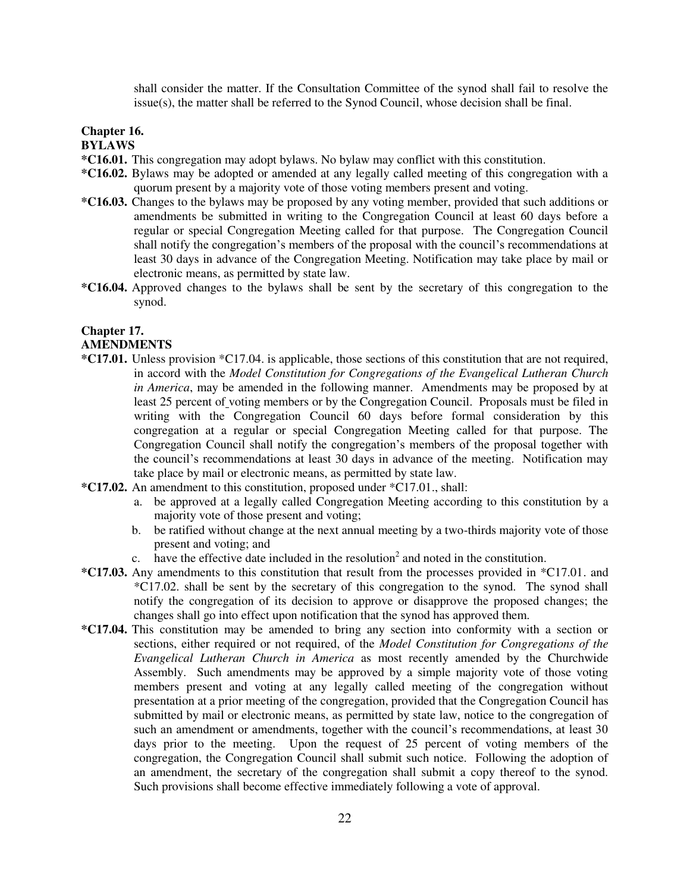shall consider the matter. If the Consultation Committee of the synod shall fail to resolve the issue(s), the matter shall be referred to the Synod Council, whose decision shall be final.

## Chapter 16.
## BYLAWS

**\*C16.01.** This congregation may adopt bylaws. No bylaw may conflict with this constitution.

**\*C16.02.** Bylaws may be adopted or amended at any legally called meeting of this congregation with a quorum present by a majority vote of those voting members present and voting.

**\*C16.03.** Changes to the bylaws may be proposed by any voting member, provided that such additions or amendments be submitted in writing to the Congregation Council at least 60 days before a regular or special Congregation Meeting called for that purpose. The Congregation Council shall notify the congregation's members of the proposal with the council's recommendations at least 30 days in advance of the Congregation Meeting. Notification may take place by mail or electronic means, as permitted by state law.

**\*C16.04.** Approved changes to the bylaws shall be sent by the secretary of this congregation to the synod.

## Chapter 17.
## AMENDMENTS

**\*C17.01.** Unless provision \*C17.04. is applicable, those sections of this constitution that are not required, in accord with the *Model Constitution for Congregations of the Evangelical Lutheran Church in America*, may be amended in the following manner. Amendments may be proposed by at least 25 percent of voting members or by the Congregation Council. Proposals must be filed in writing with the Congregation Council 60 days before formal consideration by this congregation at a regular or special Congregation Meeting called for that purpose. The Congregation Council shall notify the congregation's members of the proposal together with the council's recommendations at least 30 days in advance of the meeting. Notification may take place by mail or electronic means, as permitted by state law.

**\*C17.02.** An amendment to this constitution, proposed under \*C17.01., shall:

a. be approved at a legally called Congregation Meeting according to this constitution by a majority vote of those present and voting;
b. be ratified without change at the next annual meeting by a two-thirds majority vote of those present and voting; and
c. have the effective date included in the resolution[2] and noted in the constitution.

**\*C17.03.** Any amendments to this constitution that result from the processes provided in \*C17.01. and \*C17.02. shall be sent by the secretary of this congregation to the synod. The synod shall notify the congregation of its decision to approve or disapprove the proposed changes; the changes shall go into effect upon notification that the synod has approved them.

**\*C17.04.** This constitution may be amended to bring any section into conformity with a section or sections, either required or not required, of the *Model Constitution for Congregations of the Evangelical Lutheran Church in America* as most recently amended by the Churchwide Assembly. Such amendments may be approved by a simple majority vote of those voting members present and voting at any legally called meeting of the congregation without presentation at a prior meeting of the congregation, provided that the Congregation Council has submitted by mail or electronic means, as permitted by state law, notice to the congregation of such an amendment or amendments, together with the council's recommendations, at least 30 days prior to the meeting. Upon the request of 25 percent of voting members of the congregation, the Congregation Council shall submit such notice. Following the adoption of an amendment, the secretary of the congregation shall submit a copy thereof to the synod. Such provisions shall become effective immediately following a vote of approval.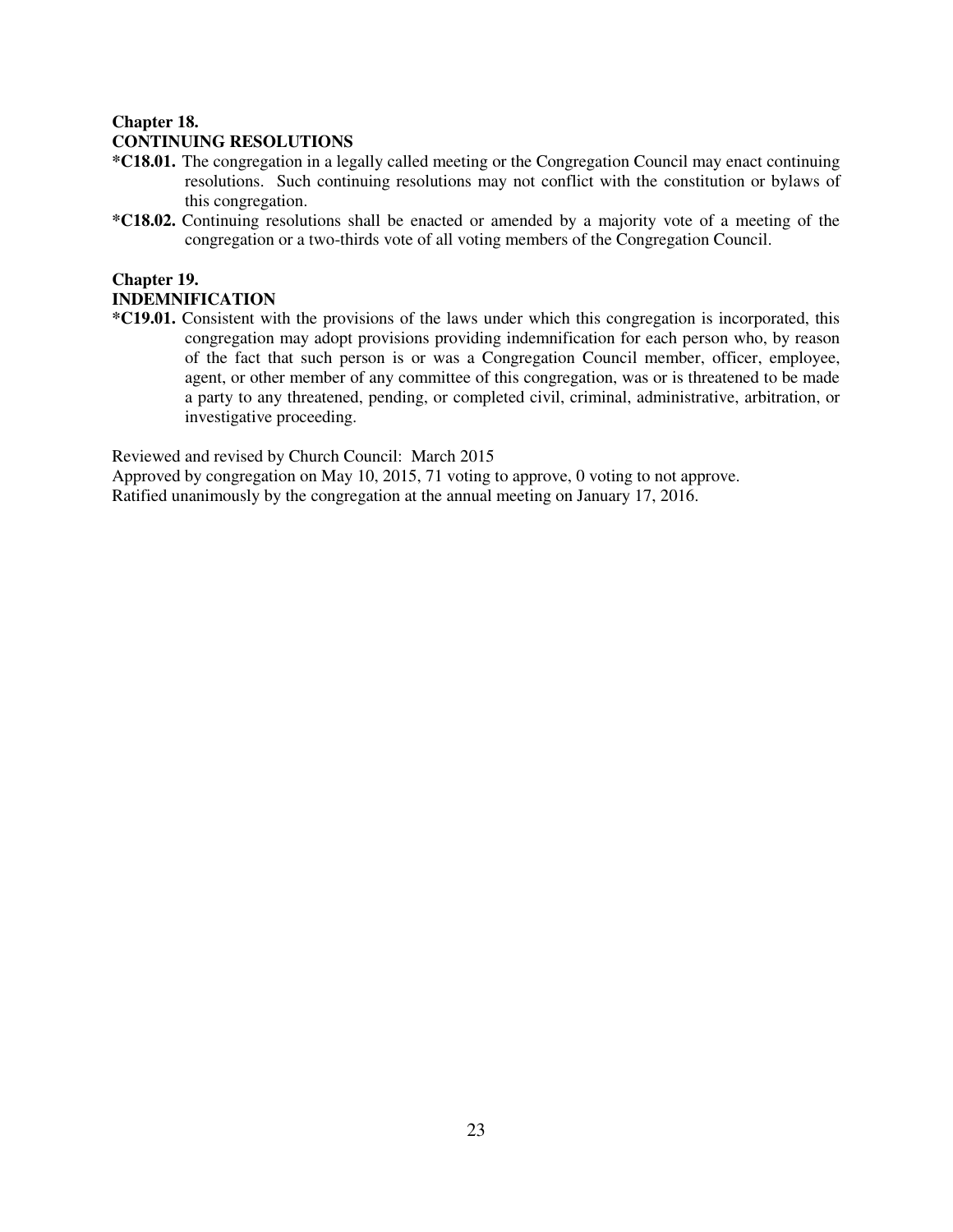## Chapter 18.
## CONTINUING RESOLUTIONS

***C18.01.** The congregation in a legally called meeting or the Congregation Council may enact continuing resolutions. Such continuing resolutions may not conflict with the constitution or bylaws of this congregation.

***C18.02.** Continuing resolutions shall be enacted or amended by a majority vote of a meeting of the congregation or a two-thirds vote of all voting members of the Congregation Council.

## Chapter 19.
## INDEMNIFICATION

***C19.01.** Consistent with the provisions of the laws under which this congregation is incorporated, this congregation may adopt provisions providing indemnification for each person who, by reason of the fact that such person is or was a Congregation Council member, officer, employee, agent, or other member of any committee of this congregation, was or is threatened to be made a party to any threatened, pending, or completed civil, criminal, administrative, arbitration, or investigative proceeding.

Reviewed and revised by Church Council: March 2015
Approved by congregation on May 10, 2015, 71 voting to approve, 0 voting to not approve.
Ratified unanimously by the congregation at the annual meeting on January 17, 2016.